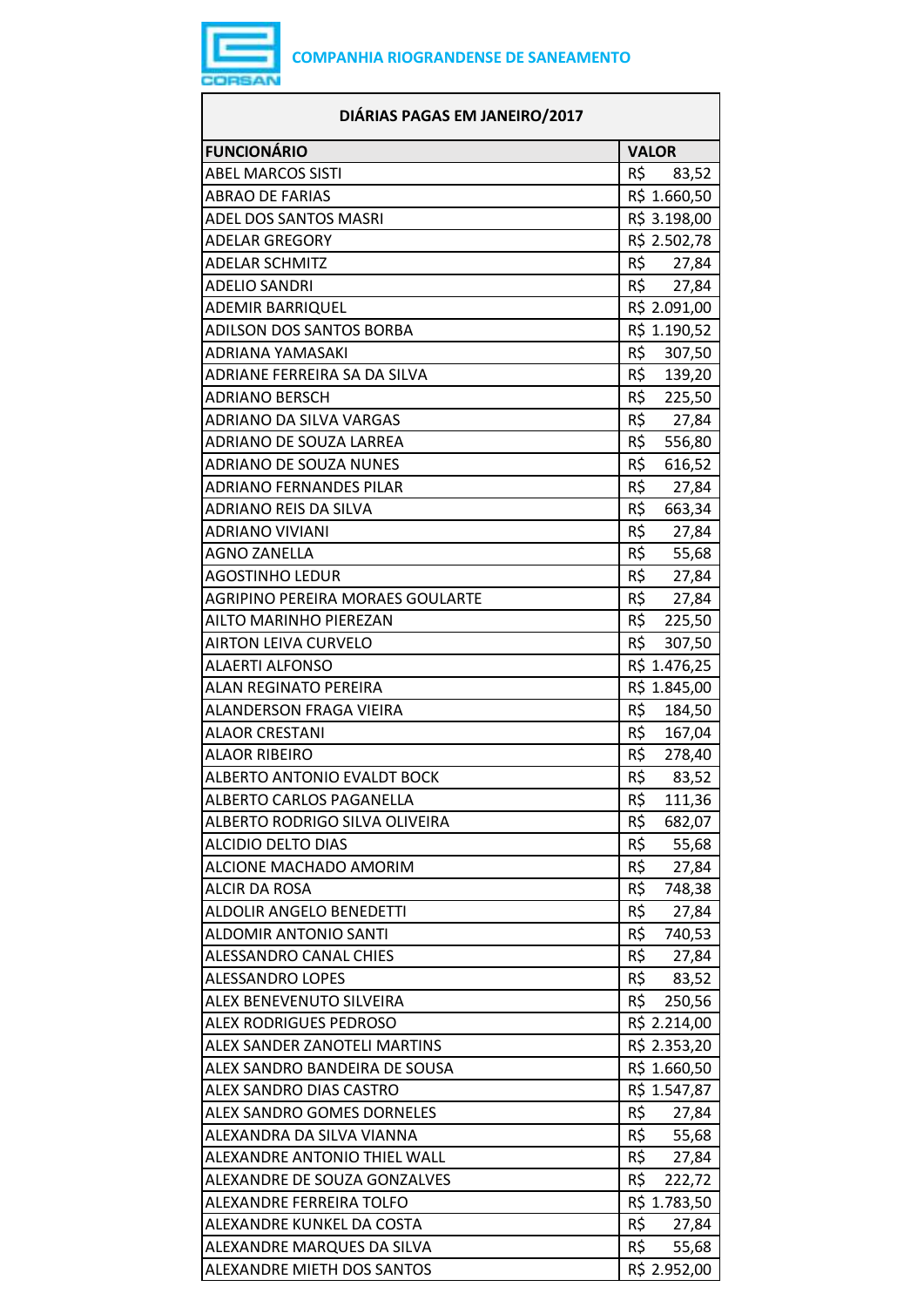COMPANHIA RIOGRANDENSE DE SANEAMENTO

| DIÁRIAS PAGAS EM JANEIRO/2017 | |
|---|---|
| **FUNCIONÁRIO** | **VALOR** |
| ABEL MARCOS SISTI | R$ 83,52 |
| ABRAO DE FARIAS | R$ 1.660,50 |
| ADEL DOS SANTOS MASRI | R$ 3.198,00 |
| ADELAR GREGORY | R$ 2.502,78 |
| ADELAR SCHMITZ | R$ 27,84 |
| ADELIO SANDRI | R$ 27,84 |
| ADEMIR BARRIQUEL | R$ 2.091,00 |
| ADILSON DOS SANTOS BORBA | R$ 1.190,52 |
| ADRIANA YAMASAKI | R$ 307,50 |
| ADRIANE FERREIRA SA DA SILVA | R$ 139,20 |
| ADRIANO BERSCH | R$ 225,50 |
| ADRIANO DA SILVA VARGAS | R$ 27,84 |
| ADRIANO DE SOUZA LARREA | R$ 556,80 |
| ADRIANO DE SOUZA NUNES | R$ 616,52 |
| ADRIANO FERNANDES PILAR | R$ 27,84 |
| ADRIANO REIS DA SILVA | R$ 663,34 |
| ADRIANO VIVIANI | R$ 27,84 |
| AGNO ZANELLA | R$ 55,68 |
| AGOSTINHO LEDUR | R$ 27,84 |
| AGRIPINO PEREIRA MORAES GOULARTE | R$ 27,84 |
| AILTO MARINHO PIEREZAN | R$ 225,50 |
| AIRTON LEIVA CURVELO | R$ 307,50 |
| ALAERTI ALFONSO | R$ 1.476,25 |
| ALAN REGINATO PEREIRA | R$ 1.845,00 |
| ALANDERSON FRAGA VIEIRA | R$ 184,50 |
| ALAOR CRESTANI | R$ 167,04 |
| ALAOR RIBEIRO | R$ 278,40 |
| ALBERTO ANTONIO EVALDT BOCK | R$ 83,52 |
| ALBERTO CARLOS PAGANELLA | R$ 111,36 |
| ALBERTO RODRIGO SILVA OLIVEIRA | R$ 682,07 |
| ALCIDIO DELTO DIAS | R$ 55,68 |
| ALCIONE MACHADO AMORIM | R$ 27,84 |
| ALCIR DA ROSA | R$ 748,38 |
| ALDOLIR ANGELO BENEDETTI | R$ 27,84 |
| ALDOMIR ANTONIO SANTI | R$ 740,53 |
| ALESSANDRO CANAL CHIES | R$ 27,84 |
| ALESSANDRO LOPES | R$ 83,52 |
| ALEX BENEVENUTO SILVEIRA | R$ 250,56 |
| ALEX RODRIGUES PEDROSO | R$ 2.214,00 |
| ALEX SANDER ZANOTELI MARTINS | R$ 2.353,20 |
| ALEX SANDRO BANDEIRA DE SOUSA | R$ 1.660,50 |
| ALEX SANDRO DIAS CASTRO | R$ 1.547,87 |
| ALEX SANDRO GOMES DORNELES | R$ 27,84 |
| ALEXANDRA DA SILVA VIANNA | R$ 55,68 |
| ALEXANDRE ANTONIO THIEL WALL | R$ 27,84 |
| ALEXANDRE DE SOUZA GONZALVES | R$ 222,72 |
| ALEXANDRE FERREIRA TOLFO | R$ 1.783,50 |
| ALEXANDRE KUNKEL DA COSTA | R$ 27,84 |
| ALEXANDRE MARQUES DA SILVA | R$ 55,68 |
| ALEXANDRE MIETH DOS SANTOS | R$ 2.952,00 |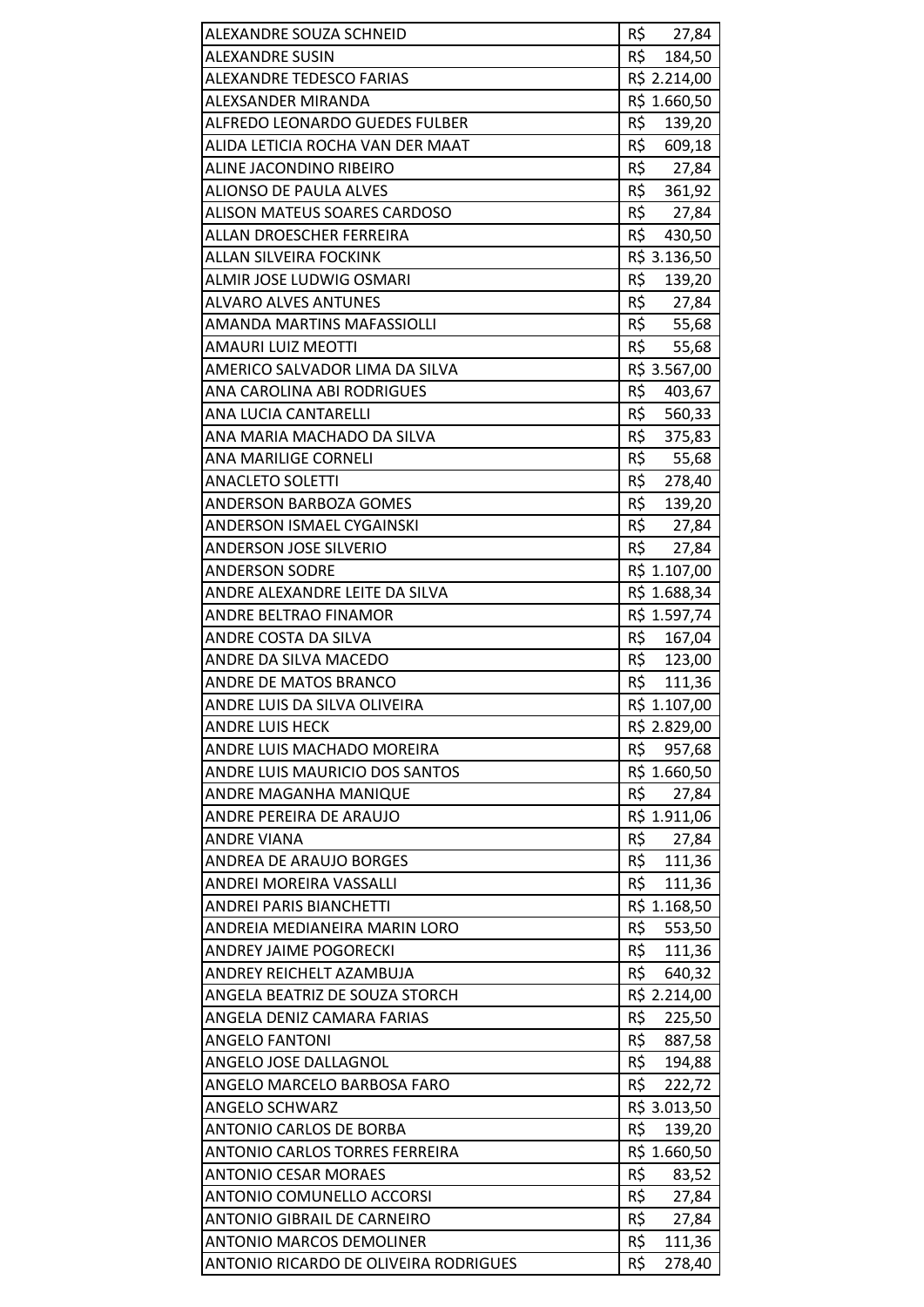| ALEXANDRE SOUZA SCHNEID | R$ 27,84 |
|---|---|
| ALEXANDRE SUSIN | R$ 184,50 |
| ALEXANDRE TEDESCO FARIAS | R$ 2.214,00 |
| ALEXSANDER MIRANDA | R$ 1.660,50 |
| ALFREDO LEONARDO GUEDES FULBER | R$ 139,20 |
| ALIDA LETICIA ROCHA VAN DER MAAT | R$ 609,18 |
| ALINE JACONDINO RIBEIRO | R$ 27,84 |
| ALIONSO DE PAULA ALVES | R$ 361,92 |
| ALISON MATEUS SOARES CARDOSO | R$ 27,84 |
| ALLAN DROESCHER FERREIRA | R$ 430,50 |
| ALLAN SILVEIRA FOCKINK | R$ 3.136,50 |
| ALMIR JOSE LUDWIG OSMARI | R$ 139,20 |
| ALVARO ALVES ANTUNES | R$ 27,84 |
| AMANDA MARTINS MAFASSIOLLI | R$ 55,68 |
| AMAURI LUIZ MEOTTI | R$ 55,68 |
| AMERICO SALVADOR LIMA DA SILVA | R$ 3.567,00 |
| ANA CAROLINA ABI RODRIGUES | R$ 403,67 |
| ANA LUCIA CANTARELLI | R$ 560,33 |
| ANA MARIA MACHADO DA SILVA | R$ 375,83 |
| ANA MARILIGE CORNELI | R$ 55,68 |
| ANACLETO SOLETTI | R$ 278,40 |
| ANDERSON BARBOZA GOMES | R$ 139,20 |
| ANDERSON ISMAEL CYGAINSKI | R$ 27,84 |
| ANDERSON JOSE SILVERIO | R$ 27,84 |
| ANDERSON SODRE | R$ 1.107,00 |
| ANDRE ALEXANDRE LEITE DA SILVA | R$ 1.688,34 |
| ANDRE BELTRAO FINAMOR | R$ 1.597,74 |
| ANDRE COSTA DA SILVA | R$ 167,04 |
| ANDRE DA SILVA MACEDO | R$ 123,00 |
| ANDRE DE MATOS BRANCO | R$ 111,36 |
| ANDRE LUIS DA SILVA OLIVEIRA | R$ 1.107,00 |
| ANDRE LUIS HECK | R$ 2.829,00 |
| ANDRE LUIS MACHADO MOREIRA | R$ 957,68 |
| ANDRE LUIS MAURICIO DOS SANTOS | R$ 1.660,50 |
| ANDRE MAGANHA MANIQUE | R$ 27,84 |
| ANDRE PEREIRA DE ARAUJO | R$ 1.911,06 |
| ANDRE VIANA | R$ 27,84 |
| ANDREA DE ARAUJO BORGES | R$ 111,36 |
| ANDREI MOREIRA VASSALLI | R$ 111,36 |
| ANDREI PARIS BIANCHETTI | R$ 1.168,50 |
| ANDREIA MEDIANEIRA MARIN LORO | R$ 553,50 |
| ANDREY JAIME POGORECKI | R$ 111,36 |
| ANDREY REICHELT AZAMBUJA | R$ 640,32 |
| ANGELA BEATRIZ DE SOUZA STORCH | R$ 2.214,00 |
| ANGELA DENIZ CAMARA FARIAS | R$ 225,50 |
| ANGELO FANTONI | R$ 887,58 |
| ANGELO JOSE DALLAGNOL | R$ 194,88 |
| ANGELO MARCELO BARBOSA FARO | R$ 222,72 |
| ANGELO SCHWARZ | R$ 3.013,50 |
| ANTONIO CARLOS DE BORBA | R$ 139,20 |
| ANTONIO CARLOS TORRES FERREIRA | R$ 1.660,50 |
| ANTONIO CESAR MORAES | R$ 83,52 |
| ANTONIO COMUNELLO ACCORSI | R$ 27,84 |
| ANTONIO GIBRAIL DE CARNEIRO | R$ 27,84 |
| ANTONIO MARCOS DEMOLINER | R$ 111,36 |
| ANTONIO RICARDO DE OLIVEIRA RODRIGUES | R$ 278,40 |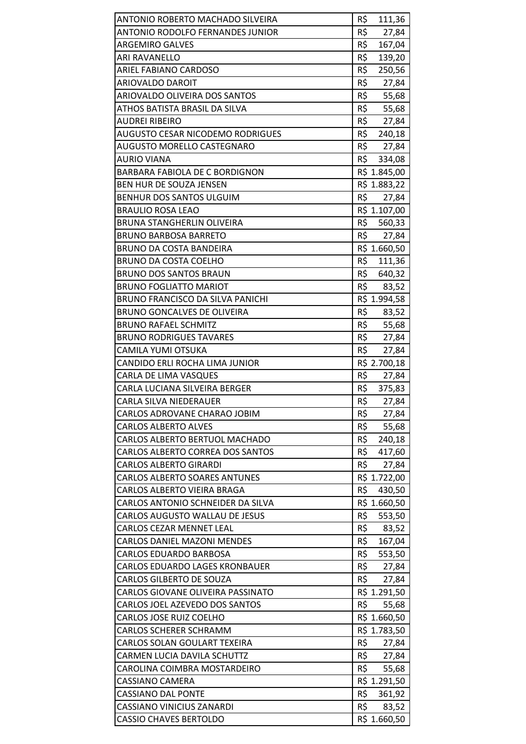| | |
|---|---|
| ANTONIO ROBERTO MACHADO SILVEIRA | R$ 111,36 |
| ANTONIO RODOLFO FERNANDES JUNIOR | R$ 27,84 |
| ARGEMIRO GALVES | R$ 167,04 |
| ARI RAVANELLO | R$ 139,20 |
| ARIEL FABIANO CARDOSO | R$ 250,56 |
| ARIOVALDO DAROIT | R$ 27,84 |
| ARIOVALDO OLIVEIRA DOS SANTOS | R$ 55,68 |
| ATHOS BATISTA BRASIL DA SILVA | R$ 55,68 |
| AUDREI RIBEIRO | R$ 27,84 |
| AUGUSTO CESAR NICODEMO RODRIGUES | R$ 240,18 |
| AUGUSTO MORELLO CASTEGNARO | R$ 27,84 |
| AURIO VIANA | R$ 334,08 |
| BARBARA FABIOLA DE C BORDIGNON | R$ 1.845,00 |
| BEN HUR DE SOUZA JENSEN | R$ 1.883,22 |
| BENHUR DOS SANTOS ULGUIM | R$ 27,84 |
| BRAULIO ROSA LEAO | R$ 1.107,00 |
| BRUNA STANGHERLIN OLIVEIRA | R$ 560,33 |
| BRUNO BARBOSA BARRETO | R$ 27,84 |
| BRUNO DA COSTA BANDEIRA | R$ 1.660,50 |
| BRUNO DA COSTA COELHO | R$ 111,36 |
| BRUNO DOS SANTOS BRAUN | R$ 640,32 |
| BRUNO FOGLIATTO MARIOT | R$ 83,52 |
| BRUNO FRANCISCO DA SILVA PANICHI | R$ 1.994,58 |
| BRUNO GONCALVES DE OLIVEIRA | R$ 83,52 |
| BRUNO RAFAEL SCHMITZ | R$ 55,68 |
| BRUNO RODRIGUES TAVARES | R$ 27,84 |
| CAMILA YUMI OTSUKA | R$ 27,84 |
| CANDIDO ERLI ROCHA LIMA JUNIOR | R$ 2.700,18 |
| CARLA DE LIMA VASQUES | R$ 27,84 |
| CARLA LUCIANA SILVEIRA BERGER | R$ 375,83 |
| CARLA SILVA NIEDERAUER | R$ 27,84 |
| CARLOS ADROVANE CHARAO JOBIM | R$ 27,84 |
| CARLOS ALBERTO ALVES | R$ 55,68 |
| CARLOS ALBERTO BERTUOL MACHADO | R$ 240,18 |
| CARLOS ALBERTO CORREA DOS SANTOS | R$ 417,60 |
| CARLOS ALBERTO GIRARDI | R$ 27,84 |
| CARLOS ALBERTO SOARES ANTUNES | R$ 1.722,00 |
| CARLOS ALBERTO VIEIRA BRAGA | R$ 430,50 |
| CARLOS ANTONIO SCHNEIDER DA SILVA | R$ 1.660,50 |
| CARLOS AUGUSTO WALLAU DE JESUS | R$ 553,50 |
| CARLOS CEZAR MENNET LEAL | R$ 83,52 |
| CARLOS DANIEL MAZONI MENDES | R$ 167,04 |
| CARLOS EDUARDO BARBOSA | R$ 553,50 |
| CARLOS EDUARDO LAGES KRONBAUER | R$ 27,84 |
| CARLOS GILBERTO DE SOUZA | R$ 27,84 |
| CARLOS GIOVANE OLIVEIRA PASSINATO | R$ 1.291,50 |
| CARLOS JOEL AZEVEDO DOS SANTOS | R$ 55,68 |
| CARLOS JOSE RUIZ COELHO | R$ 1.660,50 |
| CARLOS SCHERER SCHRAMM | R$ 1.783,50 |
| CARLOS SOLAN GOULART TEIXEIRA | R$ 27,84 |
| CARMEN LUCIA DAVILA SCHUTTZ | R$ 27,84 |
| CAROLINA COIMBRA MOSTARDEIRO | R$ 55,68 |
| CASSIANO CAMERA | R$ 1.291,50 |
| CASSIANO DAL PONTE | R$ 361,92 |
| CASSIANO VINICIUS ZANARDI | R$ 83,52 |
| CASSIO CHAVES BERTOLDO | R$ 1.660,50 |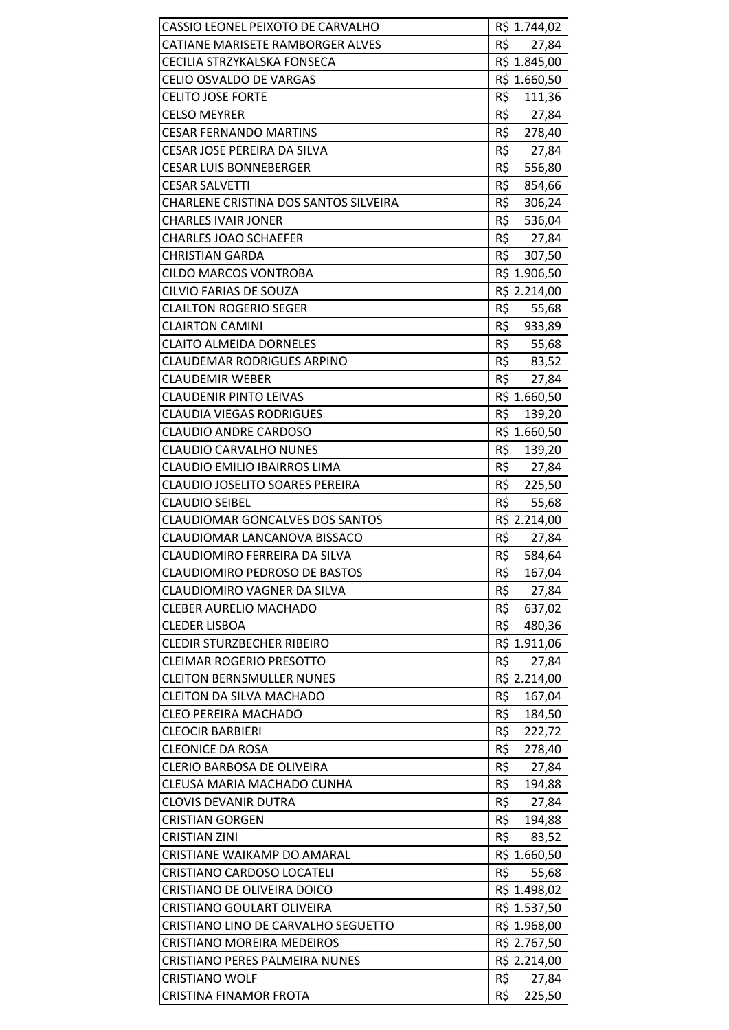| | |
|---|---|
| CASSIO LEONEL PEIXOTO DE CARVALHO | R$ 1.744,02 |
| CATIANE MARISETE RAMBORGER ALVES | R$ 27,84 |
| CECILIA STRZYKALSKA FONSECA | R$ 1.845,00 |
| CELIO OSVALDO DE VARGAS | R$ 1.660,50 |
| CELITO JOSE FORTE | R$ 111,36 |
| CELSO MEYRER | R$ 27,84 |
| CESAR FERNANDO MARTINS | R$ 278,40 |
| CESAR JOSE PEREIRA DA SILVA | R$ 27,84 |
| CESAR LUIS BONNEBERGER | R$ 556,80 |
| CESAR SALVETTI | R$ 854,66 |
| CHARLENE CRISTINA DOS SANTOS SILVEIRA | R$ 306,24 |
| CHARLES IVAIR JONER | R$ 536,04 |
| CHARLES JOAO SCHAEFER | R$ 27,84 |
| CHRISTIAN GARDA | R$ 307,50 |
| CILDO MARCOS VONTROBA | R$ 1.906,50 |
| CILVIO FARIAS DE SOUZA | R$ 2.214,00 |
| CLAILTON ROGERIO SEGER | R$ 55,68 |
| CLAIRTON CAMINI | R$ 933,89 |
| CLAITO ALMEIDA DORNELES | R$ 55,68 |
| CLAUDEMAR RODRIGUES ARPINO | R$ 83,52 |
| CLAUDEMIR WEBER | R$ 27,84 |
| CLAUDENIR PINTO LEIVAS | R$ 1.660,50 |
| CLAUDIA VIEGAS RODRIGUES | R$ 139,20 |
| CLAUDIO ANDRE CARDOSO | R$ 1.660,50 |
| CLAUDIO CARVALHO NUNES | R$ 139,20 |
| CLAUDIO EMILIO IBAIRROS LIMA | R$ 27,84 |
| CLAUDIO JOSELITO SOARES PEREIRA | R$ 225,50 |
| CLAUDIO SEIBEL | R$ 55,68 |
| CLAUDIOMAR GONCALVES DOS SANTOS | R$ 2.214,00 |
| CLAUDIOMAR LANCANOVA BISSACO | R$ 27,84 |
| CLAUDIOMIRO FERREIRA DA SILVA | R$ 584,64 |
| CLAUDIOMIRO PEDROSO DE BASTOS | R$ 167,04 |
| CLAUDIOMIRO VAGNER DA SILVA | R$ 27,84 |
| CLEBER AURELIO MACHADO | R$ 637,02 |
| CLEDER LISBOA | R$ 480,36 |
| CLEDIR STURZBECHER RIBEIRO | R$ 1.911,06 |
| CLEIMAR ROGERIO PRESOTTO | R$ 27,84 |
| CLEITON BERNSMULLER NUNES | R$ 2.214,00 |
| CLEITON DA SILVA MACHADO | R$ 167,04 |
| CLEO PEREIRA MACHADO | R$ 184,50 |
| CLEOCIR BARBIERI | R$ 222,72 |
| CLEONICE DA ROSA | R$ 278,40 |
| CLERIO BARBOSA DE OLIVEIRA | R$ 27,84 |
| CLEUSA MARIA MACHADO CUNHA | R$ 194,88 |
| CLOVIS DEVANIR DUTRA | R$ 27,84 |
| CRISTIAN GORGEN | R$ 194,88 |
| CRISTIAN ZINI | R$ 83,52 |
| CRISTIANE WAIKAMP DO AMARAL | R$ 1.660,50 |
| CRISTIANO CARDOSO LOCATELI | R$ 55,68 |
| CRISTIANO DE OLIVEIRA DOICO | R$ 1.498,02 |
| CRISTIANO GOULART OLIVEIRA | R$ 1.537,50 |
| CRISTIANO LINO DE CARVALHO SEGUETTO | R$ 1.968,00 |
| CRISTIANO MOREIRA MEDEIROS | R$ 2.767,50 |
| CRISTIANO PERES PALMEIRA NUNES | R$ 2.214,00 |
| CRISTIANO WOLF | R$ 27,84 |
| CRISTINA FINAMOR FROTA | R$ 225,50 |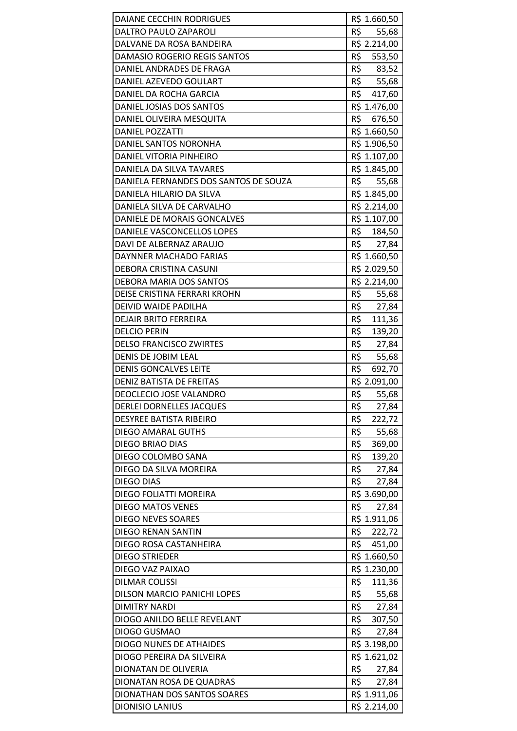| | |
|---|---|
| DAIANE CECCHIN RODRIGUES | R$ 1.660,50 |
| DALTRO PAULO ZAPAROLI | R$ 55,68 |
| DALVANE DA ROSA BANDEIRA | R$ 2.214,00 |
| DAMASIO ROGERIO REGIS SANTOS | R$ 553,50 |
| DANIEL ANDRADES DE FRAGA | R$ 83,52 |
| DANIEL AZEVEDO GOULART | R$ 55,68 |
| DANIEL DA ROCHA GARCIA | R$ 417,60 |
| DANIEL JOSIAS DOS SANTOS | R$ 1.476,00 |
| DANIEL OLIVEIRA MESQUITA | R$ 676,50 |
| DANIEL POZZATTI | R$ 1.660,50 |
| DANIEL SANTOS NORONHA | R$ 1.906,50 |
| DANIEL VITORIA PINHEIRO | R$ 1.107,00 |
| DANIELA DA SILVA TAVARES | R$ 1.845,00 |
| DANIELA FERNANDES DOS SANTOS DE SOUZA | R$ 55,68 |
| DANIELA HILARIO DA SILVA | R$ 1.845,00 |
| DANIELA SILVA DE CARVALHO | R$ 2.214,00 |
| DANIELE DE MORAIS GONCALVES | R$ 1.107,00 |
| DANIELE VASCONCELLOS LOPES | R$ 184,50 |
| DAVI DE ALBERNAZ ARAUJO | R$ 27,84 |
| DAYNNER MACHADO FARIAS | R$ 1.660,50 |
| DEBORA CRISTINA CASUNI | R$ 2.029,50 |
| DEBORA MARIA DOS SANTOS | R$ 2.214,00 |
| DEISE CRISTINA FERRARI KROHN | R$ 55,68 |
| DEIVID WAIDE PADILHA | R$ 27,84 |
| DEJAIR BRITO FERREIRA | R$ 111,36 |
| DELCIO PERIN | R$ 139,20 |
| DELSO FRANCISCO ZWIRTES | R$ 27,84 |
| DENIS DE JOBIM LEAL | R$ 55,68 |
| DENIS GONCALVES LEITE | R$ 692,70 |
| DENIZ BATISTA DE FREITAS | R$ 2.091,00 |
| DEOCLECIO JOSE VALANDRO | R$ 55,68 |
| DERLEI DORNELLES JACQUES | R$ 27,84 |
| DESYREE BATISTA RIBEIRO | R$ 222,72 |
| DIEGO AMARAL GUTHS | R$ 55,68 |
| DIEGO BRIAO DIAS | R$ 369,00 |
| DIEGO COLOMBO SANA | R$ 139,20 |
| DIEGO DA SILVA MOREIRA | R$ 27,84 |
| DIEGO DIAS | R$ 27,84 |
| DIEGO FOLIATTI MOREIRA | R$ 3.690,00 |
| DIEGO MATOS VENES | R$ 27,84 |
| DIEGO NEVES SOARES | R$ 1.911,06 |
| DIEGO RENAN SANTIN | R$ 222,72 |
| DIEGO ROSA CASTANHEIRA | R$ 451,00 |
| DIEGO STRIEDER | R$ 1.660,50 |
| DIEGO VAZ PAIXAO | R$ 1.230,00 |
| DILMAR COLISSI | R$ 111,36 |
| DILSON MARCIO PANICHI LOPES | R$ 55,68 |
| DIMITRY NARDI | R$ 27,84 |
| DIOGO ANILDO BELLE REVELANT | R$ 307,50 |
| DIOGO GUSMAO | R$ 27,84 |
| DIOGO NUNES DE ATHAIDES | R$ 3.198,00 |
| DIOGO PEREIRA DA SILVEIRA | R$ 1.621,02 |
| DIONATAN DE OLIVERIA | R$ 27,84 |
| DIONATAN ROSA DE QUADRAS | R$ 27,84 |
| DIONATHAN DOS SANTOS SOARES | R$ 1.911,06 |
| DIONISIO LANIUS | R$ 2.214,00 |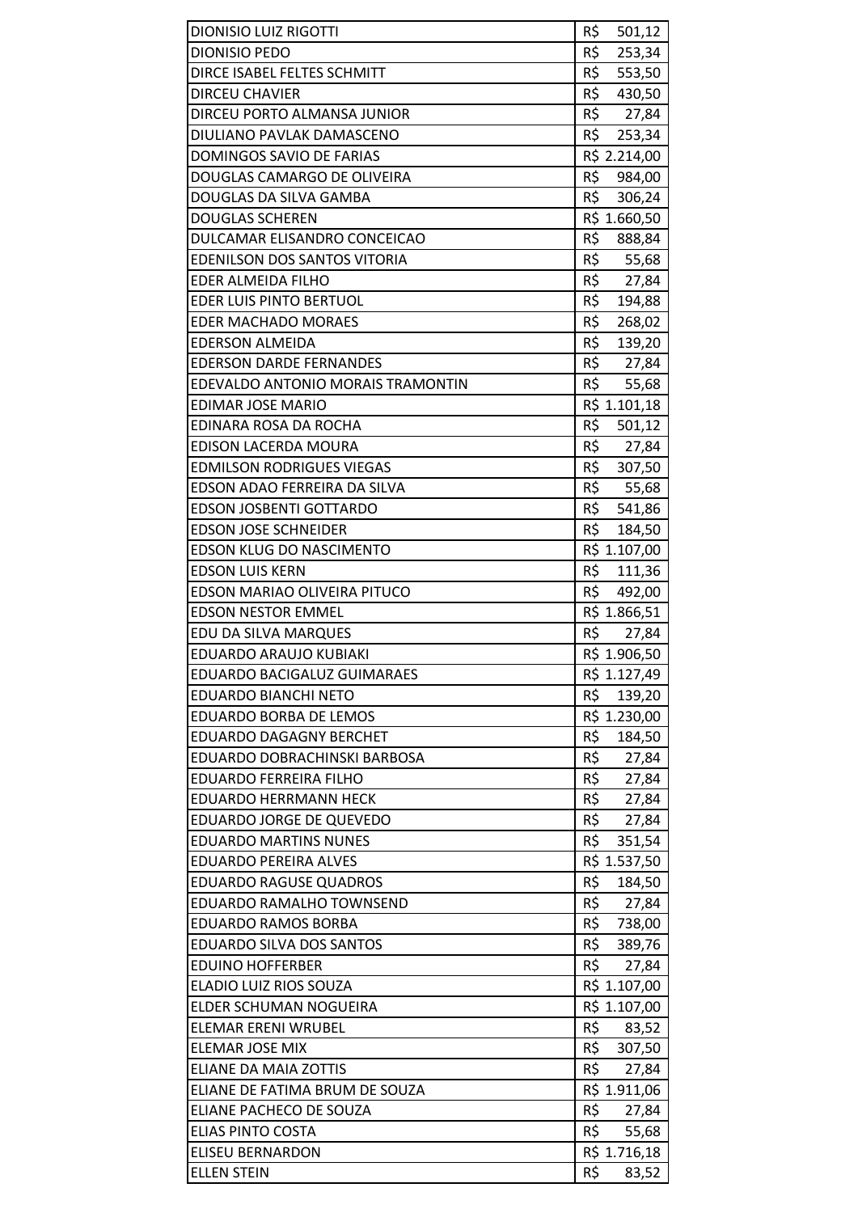| | |
|---|---|
| DIONISIO LUIZ RIGOTTI | R$ 501,12 |
| DIONISIO PEDO | R$ 253,34 |
| DIRCE ISABEL FELTES SCHMITT | R$ 553,50 |
| DIRCEU CHAVIER | R$ 430,50 |
| DIRCEU PORTO ALMANSA JUNIOR | R$ 27,84 |
| DIULIANO PAVLAK DAMASCENO | R$ 253,34 |
| DOMINGOS SAVIO DE FARIAS | R$ 2.214,00 |
| DOUGLAS CAMARGO DE OLIVEIRA | R$ 984,00 |
| DOUGLAS DA SILVA GAMBA | R$ 306,24 |
| DOUGLAS SCHEREN | R$ 1.660,50 |
| DULCAMAR ELISANDRO CONCEICAO | R$ 888,84 |
| EDENILSON DOS SANTOS VITORIA | R$ 55,68 |
| EDER ALMEIDA FILHO | R$ 27,84 |
| EDER LUIS PINTO BERTUOL | R$ 194,88 |
| EDER MACHADO MORAES | R$ 268,02 |
| EDERSON ALMEIDA | R$ 139,20 |
| EDERSON DARDE FERNANDES | R$ 27,84 |
| EDEVALDO ANTONIO MORAIS TRAMONTIN | R$ 55,68 |
| EDIMAR JOSE MARIO | R$ 1.101,18 |
| EDINARA ROSA DA ROCHA | R$ 501,12 |
| EDISON LACERDA MOURA | R$ 27,84 |
| EDMILSON RODRIGUES VIEGAS | R$ 307,50 |
| EDSON ADAO FERREIRA DA SILVA | R$ 55,68 |
| EDSON JOSBENTI GOTTARDO | R$ 541,86 |
| EDSON JOSE SCHNEIDER | R$ 184,50 |
| EDSON KLUG DO NASCIMENTO | R$ 1.107,00 |
| EDSON LUIS KERN | R$ 111,36 |
| EDSON MARIAO OLIVEIRA PITUCO | R$ 492,00 |
| EDSON NESTOR EMMEL | R$ 1.866,51 |
| EDU DA SILVA MARQUES | R$ 27,84 |
| EDUARDO ARAUJO KUBIAKI | R$ 1.906,50 |
| EDUARDO BACIGALUZ GUIMARAES | R$ 1.127,49 |
| EDUARDO BIANCHI NETO | R$ 139,20 |
| EDUARDO BORBA DE LEMOS | R$ 1.230,00 |
| EDUARDO DAGAGNY BERCHET | R$ 184,50 |
| EDUARDO DOBRACHINSKI BARBOSA | R$ 27,84 |
| EDUARDO FERREIRA FILHO | R$ 27,84 |
| EDUARDO HERRMANN HECK | R$ 27,84 |
| EDUARDO JORGE DE QUEVEDO | R$ 27,84 |
| EDUARDO MARTINS NUNES | R$ 351,54 |
| EDUARDO PEREIRA ALVES | R$ 1.537,50 |
| EDUARDO RAGUSE QUADROS | R$ 184,50 |
| EDUARDO RAMALHO TOWNSEND | R$ 27,84 |
| EDUARDO RAMOS BORBA | R$ 738,00 |
| EDUARDO SILVA DOS SANTOS | R$ 389,76 |
| EDUINO HOFFERBER | R$ 27,84 |
| ELADIO LUIZ RIOS SOUZA | R$ 1.107,00 |
| ELDER SCHUMAN NOGUEIRA | R$ 1.107,00 |
| ELEMAR ERENI WRUBEL | R$ 83,52 |
| ELEMAR JOSE MIX | R$ 307,50 |
| ELIANE DA MAIA ZOTTIS | R$ 27,84 |
| ELIANE DE FATIMA BRUM DE SOUZA | R$ 1.911,06 |
| ELIANE PACHECO DE SOUZA | R$ 27,84 |
| ELIAS PINTO COSTA | R$ 55,68 |
| ELISEU BERNARDON | R$ 1.716,18 |
| ELLEN STEIN | R$ 83,52 |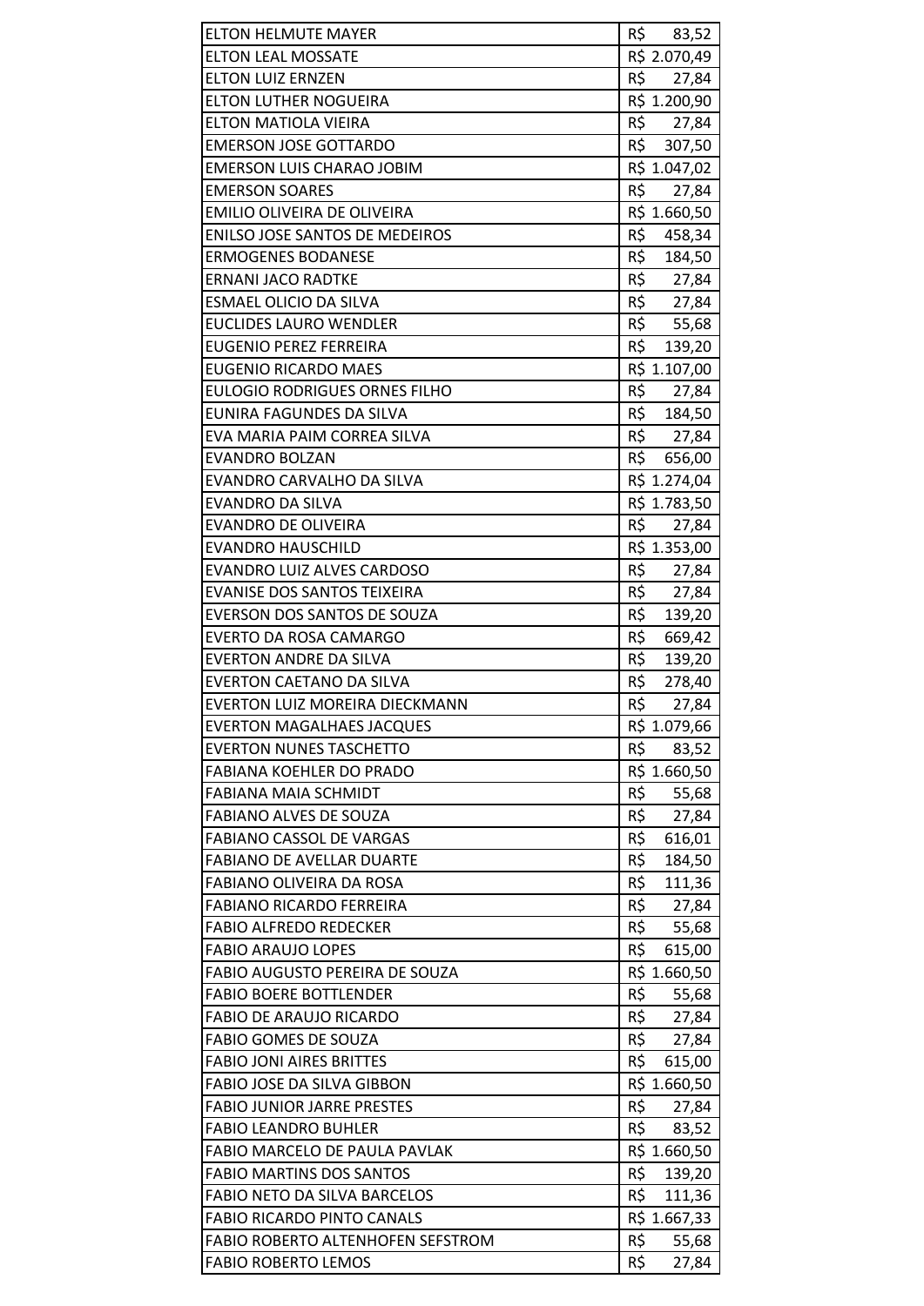| | |
|---|---|
| ELTON HELMUTE MAYER | R$ 83,52 |
| ELTON LEAL MOSSATE | R$ 2.070,49 |
| ELTON LUIZ ERNZEN | R$ 27,84 |
| ELTON LUTHER NOGUEIRA | R$ 1.200,90 |
| ELTON MATIOLA VIEIRA | R$ 27,84 |
| EMERSON JOSE GOTTARDO | R$ 307,50 |
| EMERSON LUIS CHARAO JOBIM | R$ 1.047,02 |
| EMERSON SOARES | R$ 27,84 |
| EMILIO OLIVEIRA DE OLIVEIRA | R$ 1.660,50 |
| ENILSO JOSE SANTOS DE MEDEIROS | R$ 458,34 |
| ERMOGENES BODANESE | R$ 184,50 |
| ERNANI JACO RADTKE | R$ 27,84 |
| ESMAEL OLICIO DA SILVA | R$ 27,84 |
| EUCLIDES LAURO WENDLER | R$ 55,68 |
| EUGENIO PEREZ FERREIRA | R$ 139,20 |
| EUGENIO RICARDO MAES | R$ 1.107,00 |
| EULOGIO RODRIGUES ORNES FILHO | R$ 27,84 |
| EUNIRA FAGUNDES DA SILVA | R$ 184,50 |
| EVA MARIA PAIM CORREA SILVA | R$ 27,84 |
| EVANDRO BOLZAN | R$ 656,00 |
| EVANDRO CARVALHO DA SILVA | R$ 1.274,04 |
| EVANDRO DA SILVA | R$ 1.783,50 |
| EVANDRO DE OLIVEIRA | R$ 27,84 |
| EVANDRO HAUSCHILD | R$ 1.353,00 |
| EVANDRO LUIZ ALVES CARDOSO | R$ 27,84 |
| EVANISE DOS SANTOS TEIXEIRA | R$ 27,84 |
| EVERSON DOS SANTOS DE SOUZA | R$ 139,20 |
| EVERTO DA ROSA CAMARGO | R$ 669,42 |
| EVERTON ANDRE DA SILVA | R$ 139,20 |
| EVERTON CAETANO DA SILVA | R$ 278,40 |
| EVERTON LUIZ MOREIRA DIECKMANN | R$ 27,84 |
| EVERTON MAGALHAES JACQUES | R$ 1.079,66 |
| EVERTON NUNES TASCHETTO | R$ 83,52 |
| FABIANA KOEHLER DO PRADO | R$ 1.660,50 |
| FABIANA MAIA SCHMIDT | R$ 55,68 |
| FABIANO ALVES DE SOUZA | R$ 27,84 |
| FABIANO CASSOL DE VARGAS | R$ 616,01 |
| FABIANO DE AVELLAR DUARTE | R$ 184,50 |
| FABIANO OLIVEIRA DA ROSA | R$ 111,36 |
| FABIANO RICARDO FERREIRA | R$ 27,84 |
| FABIO ALFREDO REDECKER | R$ 55,68 |
| FABIO ARAUJO LOPES | R$ 615,00 |
| FABIO AUGUSTO PEREIRA DE SOUZA | R$ 1.660,50 |
| FABIO BOERE BOTTLENDER | R$ 55,68 |
| FABIO DE ARAUJO RICARDO | R$ 27,84 |
| FABIO GOMES DE SOUZA | R$ 27,84 |
| FABIO JONI AIRES BRITTES | R$ 615,00 |
| FABIO JOSE DA SILVA GIBBON | R$ 1.660,50 |
| FABIO JUNIOR JARRE PRESTES | R$ 27,84 |
| FABIO LEANDRO BUHLER | R$ 83,52 |
| FABIO MARCELO DE PAULA PAVLAK | R$ 1.660,50 |
| FABIO MARTINS DOS SANTOS | R$ 139,20 |
| FABIO NETO DA SILVA BARCELOS | R$ 111,36 |
| FABIO RICARDO PINTO CANALS | R$ 1.667,33 |
| FABIO ROBERTO ALTENHOFEN SEFSTROM | R$ 55,68 |
| FABIO ROBERTO LEMOS | R$ 27,84 |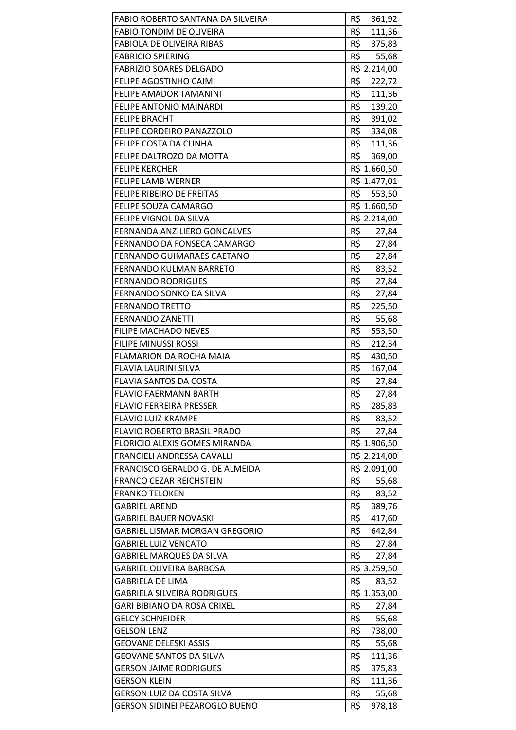| | |
|---|---|
| FABIO ROBERTO SANTANA DA SILVEIRA | R$ 361,92 |
| FABIO TONDIM DE OLIVEIRA | R$ 111,36 |
| FABIOLA DE OLIVEIRA RIBAS | R$ 375,83 |
| FABRICIO SPIERING | R$ 55,68 |
| FABRIZIO SOARES DELGADO | R$ 2.214,00 |
| FELIPE AGOSTINHO CAIMI | R$ 222,72 |
| FELIPE AMADOR TAMANINI | R$ 111,36 |
| FELIPE ANTONIO MAINARDI | R$ 139,20 |
| FELIPE BRACHT | R$ 391,02 |
| FELIPE CORDEIRO PANAZZOLO | R$ 334,08 |
| FELIPE COSTA DA CUNHA | R$ 111,36 |
| FELIPE DALTROZO DA MOTTA | R$ 369,00 |
| FELIPE KERCHER | R$ 1.660,50 |
| FELIPE LAMB WERNER | R$ 1.477,01 |
| FELIPE RIBEIRO DE FREITAS | R$ 553,50 |
| FELIPE SOUZA CAMARGO | R$ 1.660,50 |
| FELIPE VIGNOL DA SILVA | R$ 2.214,00 |
| FERNANDA ANZILIERO GONCALVES | R$ 27,84 |
| FERNANDO DA FONSECA CAMARGO | R$ 27,84 |
| FERNANDO GUIMARAES CAETANO | R$ 27,84 |
| FERNANDO KULMAN BARRETO | R$ 83,52 |
| FERNANDO RODRIGUES | R$ 27,84 |
| FERNANDO SONKO DA SILVA | R$ 27,84 |
| FERNANDO TRETTO | R$ 225,50 |
| FERNANDO ZANETTI | R$ 55,68 |
| FILIPE MACHADO NEVES | R$ 553,50 |
| FILIPE MINUSSI ROSSI | R$ 212,34 |
| FLAMARION DA ROCHA MAIA | R$ 430,50 |
| FLAVIA LAURINI SILVA | R$ 167,04 |
| FLAVIA SANTOS DA COSTA | R$ 27,84 |
| FLAVIO FAERMANN BARTH | R$ 27,84 |
| FLAVIO FERREIRA PRESSER | R$ 285,83 |
| FLAVIO LUIZ KRAMPE | R$ 83,52 |
| FLAVIO ROBERTO BRASIL PRADO | R$ 27,84 |
| FLORICIO ALEXIS GOMES MIRANDA | R$ 1.906,50 |
| FRANCIELI ANDRESSA CAVALLI | R$ 2.214,00 |
| FRANCISCO GERALDO G. DE ALMEIDA | R$ 2.091,00 |
| FRANCO CEZAR REICHSTEIN | R$ 55,68 |
| FRANKO TELOKEN | R$ 83,52 |
| GABRIEL AREND | R$ 389,76 |
| GABRIEL BAUER NOVASKI | R$ 417,60 |
| GABRIEL LISMAR MORGAN GREGORIO | R$ 642,84 |
| GABRIEL LUIZ VENCATO | R$ 27,84 |
| GABRIEL MARQUES DA SILVA | R$ 27,84 |
| GABRIEL OLIVEIRA BARBOSA | R$ 3.259,50 |
| GABRIELA DE LIMA | R$ 83,52 |
| GABRIELA SILVEIRA RODRIGUES | R$ 1.353,00 |
| GARI BIBIANO DA ROSA CRIXEL | R$ 27,84 |
| GELCY SCHNEIDER | R$ 55,68 |
| GELSON LENZ | R$ 738,00 |
| GEOVANE DELESKI ASSIS | R$ 55,68 |
| GEOVANE SANTOS DA SILVA | R$ 111,36 |
| GERSON JAIME RODRIGUES | R$ 375,83 |
| GERSON KLEIN | R$ 111,36 |
| GERSON LUIZ DA COSTA SILVA | R$ 55,68 |
| GERSON SIDINEI PEZAROGLO BUENO | R$ 978,18 |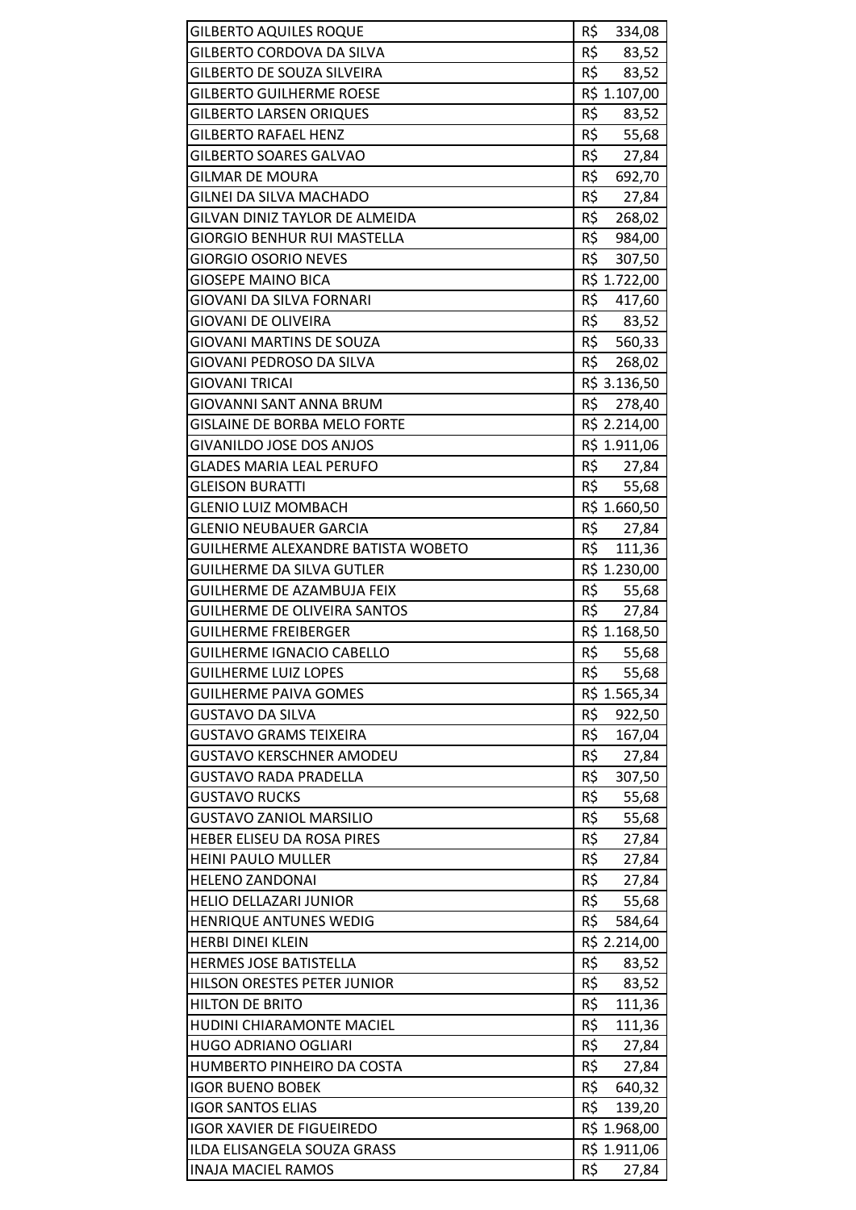| | |
|---|---|
| GILBERTO AQUILES ROQUE | R$ 334,08 |
| GILBERTO CORDOVA DA SILVA | R$ 83,52 |
| GILBERTO DE SOUZA SILVEIRA | R$ 83,52 |
| GILBERTO GUILHERME ROESE | R$ 1.107,00 |
| GILBERTO LARSEN ORIQUES | R$ 83,52 |
| GILBERTO RAFAEL HENZ | R$ 55,68 |
| GILBERTO SOARES GALVAO | R$ 27,84 |
| GILMAR DE MOURA | R$ 692,70 |
| GILNEI DA SILVA MACHADO | R$ 27,84 |
| GILVAN DINIZ TAYLOR DE ALMEIDA | R$ 268,02 |
| GIORGIO BENHUR RUI MASTELLA | R$ 984,00 |
| GIORGIO OSORIO NEVES | R$ 307,50 |
| GIOSEPE MAINO BICA | R$ 1.722,00 |
| GIOVANI DA SILVA FORNARI | R$ 417,60 |
| GIOVANI DE OLIVEIRA | R$ 83,52 |
| GIOVANI MARTINS DE SOUZA | R$ 560,33 |
| GIOVANI PEDROSO DA SILVA | R$ 268,02 |
| GIOVANI TRICAI | R$ 3.136,50 |
| GIOVANNI SANT ANNA BRUM | R$ 278,40 |
| GISLAINE DE BORBA MELO FORTE | R$ 2.214,00 |
| GIVANILDO JOSE DOS ANJOS | R$ 1.911,06 |
| GLADES MARIA LEAL PERUFO | R$ 27,84 |
| GLEISON BURATTI | R$ 55,68 |
| GLENIO LUIZ MOMBACH | R$ 1.660,50 |
| GLENIO NEUBAUER GARCIA | R$ 27,84 |
| GUILHERME ALEXANDRE BATISTA WOBETO | R$ 111,36 |
| GUILHERME DA SILVA GUTLER | R$ 1.230,00 |
| GUILHERME DE AZAMBUJA FEIX | R$ 55,68 |
| GUILHERME DE OLIVEIRA SANTOS | R$ 27,84 |
| GUILHERME FREIBERGER | R$ 1.168,50 |
| GUILHERME IGNACIO CABELLO | R$ 55,68 |
| GUILHERME LUIZ LOPES | R$ 55,68 |
| GUILHERME PAIVA GOMES | R$ 1.565,34 |
| GUSTAVO DA SILVA | R$ 922,50 |
| GUSTAVO GRAMS TEIXEIRA | R$ 167,04 |
| GUSTAVO KERSCHNER AMODEU | R$ 27,84 |
| GUSTAVO RADA PRADELLA | R$ 307,50 |
| GUSTAVO RUCKS | R$ 55,68 |
| GUSTAVO ZANIOL MARSILIO | R$ 55,68 |
| HEBER ELISEU DA ROSA PIRES | R$ 27,84 |
| HEINI PAULO MULLER | R$ 27,84 |
| HELENO ZANDONAI | R$ 27,84 |
| HELIO DELLAZARI JUNIOR | R$ 55,68 |
| HENRIQUE ANTUNES WEDIG | R$ 584,64 |
| HERBI DINEI KLEIN | R$ 2.214,00 |
| HERMES JOSE BATISTELLA | R$ 83,52 |
| HILSON ORESTES PETER JUNIOR | R$ 83,52 |
| HILTON DE BRITO | R$ 111,36 |
| HUDINI CHIARAMONTE MACIEL | R$ 111,36 |
| HUGO ADRIANO OGLIARI | R$ 27,84 |
| HUMBERTO PINHEIRO DA COSTA | R$ 27,84 |
| IGOR BUENO BOBEK | R$ 640,32 |
| IGOR SANTOS ELIAS | R$ 139,20 |
| IGOR XAVIER DE FIGUEIREDO | R$ 1.968,00 |
| ILDA ELISANGELA SOUZA GRASS | R$ 1.911,06 |
| INAJA MACIEL RAMOS | R$ 27,84 |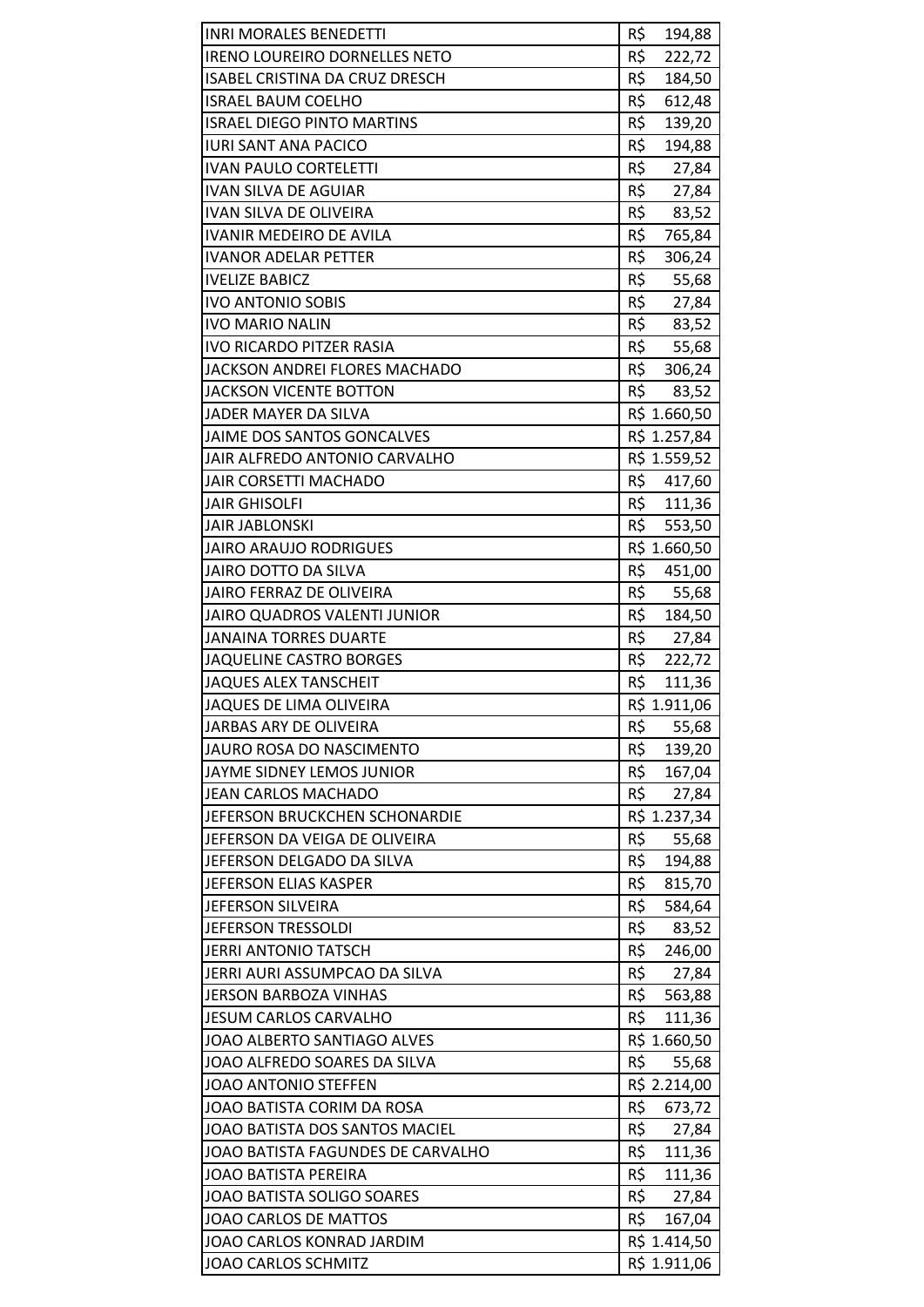| | |
|---|---|
| INRI MORALES BENEDETTI | R$ 194,88 |
| IRENO LOUREIRO DORNELLES NETO | R$ 222,72 |
| ISABEL CRISTINA DA CRUZ DRESCH | R$ 184,50 |
| ISRAEL BAUM COELHO | R$ 612,48 |
| ISRAEL DIEGO PINTO MARTINS | R$ 139,20 |
| IURI SANT ANA PACICO | R$ 194,88 |
| IVAN PAULO CORTELETTI | R$ 27,84 |
| IVAN SILVA DE AGUIAR | R$ 27,84 |
| IVAN SILVA DE OLIVEIRA | R$ 83,52 |
| IVANIR MEDEIRO DE AVILA | R$ 765,84 |
| IVANOR ADELAR PETTER | R$ 306,24 |
| IVELIZE BABICZ | R$ 55,68 |
| IVO ANTONIO SOBIS | R$ 27,84 |
| IVO MARIO NALIN | R$ 83,52 |
| IVO RICARDO PITZER RASIA | R$ 55,68 |
| JACKSON ANDREI FLORES MACHADO | R$ 306,24 |
| JACKSON VICENTE BOTTON | R$ 83,52 |
| JADER MAYER DA SILVA | R$ 1.660,50 |
| JAIME DOS SANTOS GONCALVES | R$ 1.257,84 |
| JAIR ALFREDO ANTONIO CARVALHO | R$ 1.559,52 |
| JAIR CORSETTI MACHADO | R$ 417,60 |
| JAIR GHISOLFI | R$ 111,36 |
| JAIR JABLONSKI | R$ 553,50 |
| JAIRO ARAUJO RODRIGUES | R$ 1.660,50 |
| JAIRO DOTTO DA SILVA | R$ 451,00 |
| JAIRO FERRAZ DE OLIVEIRA | R$ 55,68 |
| JAIRO QUADROS VALENTI JUNIOR | R$ 184,50 |
| JANAINA TORRES DUARTE | R$ 27,84 |
| JAQUELINE CASTRO BORGES | R$ 222,72 |
| JAQUES ALEX TANSCHEIT | R$ 111,36 |
| JAQUES DE LIMA OLIVEIRA | R$ 1.911,06 |
| JARBAS ARY DE OLIVEIRA | R$ 55,68 |
| JAURO ROSA DO NASCIMENTO | R$ 139,20 |
| JAYME SIDNEY LEMOS JUNIOR | R$ 167,04 |
| JEAN CARLOS MACHADO | R$ 27,84 |
| JEFERSON BRUCKCHEN SCHONARDIE | R$ 1.237,34 |
| JEFERSON DA VEIGA DE OLIVEIRA | R$ 55,68 |
| JEFERSON DELGADO DA SILVA | R$ 194,88 |
| JEFERSON ELIAS KASPER | R$ 815,70 |
| JEFERSON SILVEIRA | R$ 584,64 |
| JEFERSON TRESSOLDI | R$ 83,52 |
| JERRI ANTONIO TATSCH | R$ 246,00 |
| JERRI AURI ASSUMPCAO DA SILVA | R$ 27,84 |
| JERSON BARBOZA VINHAS | R$ 563,88 |
| JESUM CARLOS CARVALHO | R$ 111,36 |
| JOAO ALBERTO SANTIAGO ALVES | R$ 1.660,50 |
| JOAO ALFREDO SOARES DA SILVA | R$ 55,68 |
| JOAO ANTONIO STEFFEN | R$ 2.214,00 |
| JOAO BATISTA CORIM DA ROSA | R$ 673,72 |
| JOAO BATISTA DOS SANTOS MACIEL | R$ 27,84 |
| JOAO BATISTA FAGUNDES DE CARVALHO | R$ 111,36 |
| JOAO BATISTA PEREIRA | R$ 111,36 |
| JOAO BATISTA SOLIGO SOARES | R$ 27,84 |
| JOAO CARLOS DE MATTOS | R$ 167,04 |
| JOAO CARLOS KONRAD JARDIM | R$ 1.414,50 |
| JOAO CARLOS SCHMITZ | R$ 1.911,06 |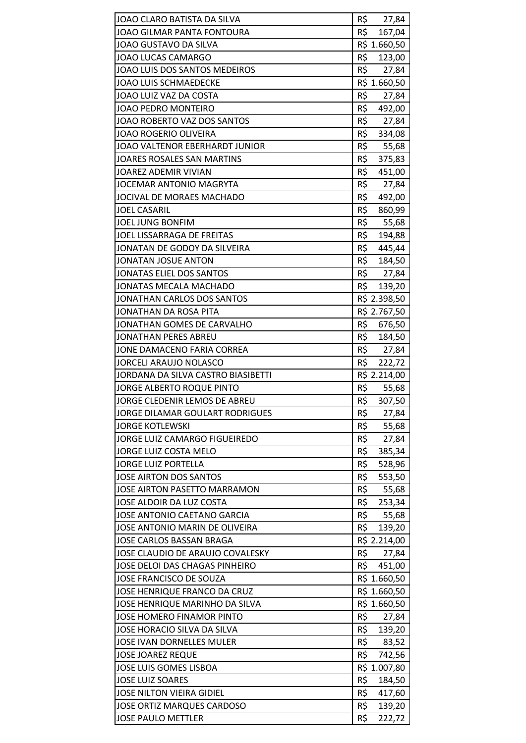| | |
|---|---|
| JOAO CLARO BATISTA DA SILVA | R$ 27,84 |
| JOAO GILMAR PANTA FONTOURA | R$ 167,04 |
| JOAO GUSTAVO DA SILVA | R$ 1.660,50 |
| JOAO LUCAS CAMARGO | R$ 123,00 |
| JOAO LUIS DOS SANTOS MEDEIROS | R$ 27,84 |
| JOAO LUIS SCHMAEDECKE | R$ 1.660,50 |
| JOAO LUIZ VAZ DA COSTA | R$ 27,84 |
| JOAO PEDRO MONTEIRO | R$ 492,00 |
| JOAO ROBERTO VAZ DOS SANTOS | R$ 27,84 |
| JOAO ROGERIO OLIVEIRA | R$ 334,08 |
| JOAO VALTENOR EBERHARDT JUNIOR | R$ 55,68 |
| JOARES ROSALES SAN MARTINS | R$ 375,83 |
| JOAREZ ADEMIR VIVIAN | R$ 451,00 |
| JOCEMAR ANTONIO MAGRYTA | R$ 27,84 |
| JOCIVAL DE MORAES MACHADO | R$ 492,00 |
| JOEL CASARIL | R$ 860,99 |
| JOEL JUNG BONFIM | R$ 55,68 |
| JOEL LISSARRAGA DE FREITAS | R$ 194,88 |
| JONATAN DE GODOY DA SILVEIRA | R$ 445,44 |
| JONATAN JOSUE ANTON | R$ 184,50 |
| JONATAS ELIEL DOS SANTOS | R$ 27,84 |
| JONATAS MECALA MACHADO | R$ 139,20 |
| JONATHAN CARLOS DOS SANTOS | R$ 2.398,50 |
| JONATHAN DA ROSA PITA | R$ 2.767,50 |
| JONATHAN GOMES DE CARVALHO | R$ 676,50 |
| JONATHAN PERES ABREU | R$ 184,50 |
| JONE DAMACENO FARIA CORREA | R$ 27,84 |
| JORCELI ARAUJO NOLASCO | R$ 222,72 |
| JORDANA DA SILVA CASTRO BIASIBETTI | R$ 2.214,00 |
| JORGE ALBERTO ROQUE PINTO | R$ 55,68 |
| JORGE CLEDENIR LEMOS DE ABREU | R$ 307,50 |
| JORGE DILAMAR GOULART RODRIGUES | R$ 27,84 |
| JORGE KOTLEWSKI | R$ 55,68 |
| JORGE LUIZ CAMARGO FIGUEIREDO | R$ 27,84 |
| JORGE LUIZ COSTA MELO | R$ 385,34 |
| JORGE LUIZ PORTELLA | R$ 528,96 |
| JOSE AIRTON DOS SANTOS | R$ 553,50 |
| JOSE AIRTON PASETTO MARRAMON | R$ 55,68 |
| JOSE ALDOIR DA LUZ COSTA | R$ 253,34 |
| JOSE ANTONIO CAETANO GARCIA | R$ 55,68 |
| JOSE ANTONIO MARIN DE OLIVEIRA | R$ 139,20 |
| JOSE CARLOS BASSAN BRAGA | R$ 2.214,00 |
| JOSE CLAUDIO DE ARAUJO COVALESKY | R$ 27,84 |
| JOSE DELOI DAS CHAGAS PINHEIRO | R$ 451,00 |
| JOSE FRANCISCO DE SOUZA | R$ 1.660,50 |
| JOSE HENRIQUE FRANCO DA CRUZ | R$ 1.660,50 |
| JOSE HENRIQUE MARINHO DA SILVA | R$ 1.660,50 |
| JOSE HOMERO FINAMOR PINTO | R$ 27,84 |
| JOSE HORACIO SILVA DA SILVA | R$ 139,20 |
| JOSE IVAN DORNELLES MULER | R$ 83,52 |
| JOSE JOAREZ REQUE | R$ 742,56 |
| JOSE LUIS GOMES LISBOA | R$ 1.007,80 |
| JOSE LUIZ SOARES | R$ 184,50 |
| JOSE NILTON VIEIRA GIDIEL | R$ 417,60 |
| JOSE ORTIZ MARQUES CARDOSO | R$ 139,20 |
| JOSE PAULO METTLER | R$ 222,72 |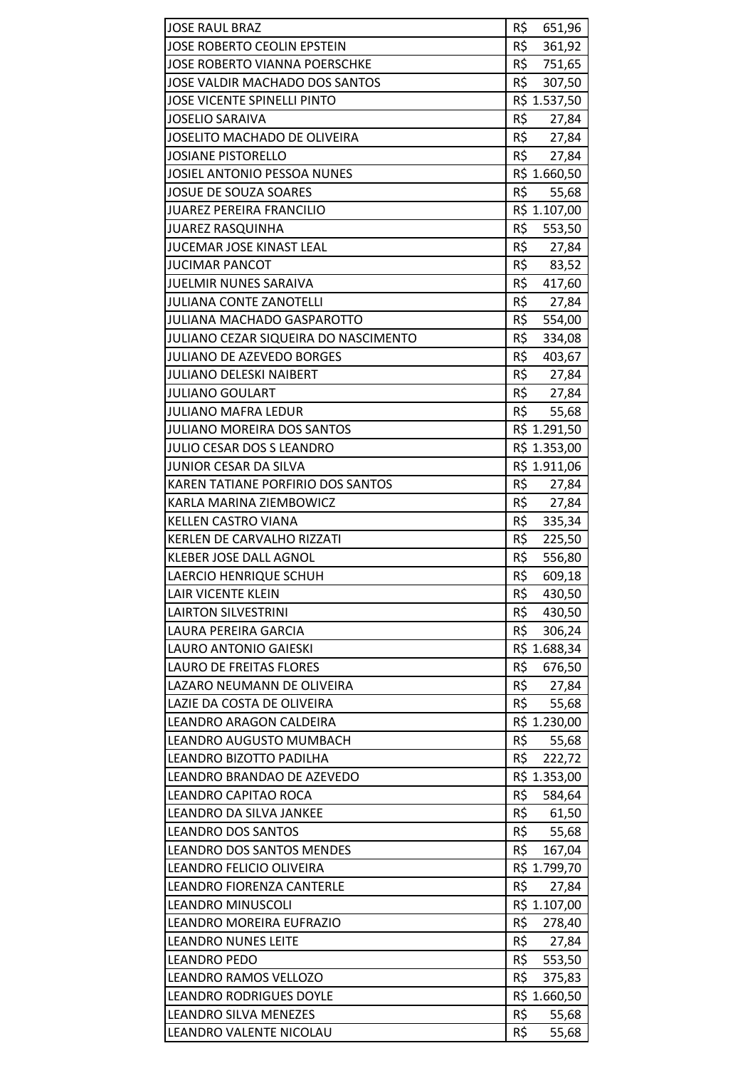| | |
|---|---|
| JOSE RAUL BRAZ | R$ 651,96 |
| JOSE ROBERTO CEOLIN EPSTEIN | R$ 361,92 |
| JOSE ROBERTO VIANNA POERSCHKE | R$ 751,65 |
| JOSE VALDIR MACHADO DOS SANTOS | R$ 307,50 |
| JOSE VICENTE SPINELLI PINTO | R$ 1.537,50 |
| JOSELIO SARAIVA | R$ 27,84 |
| JOSELITO MACHADO DE OLIVEIRA | R$ 27,84 |
| JOSIANE PISTORELLO | R$ 27,84 |
| JOSIEL ANTONIO PESSOA NUNES | R$ 1.660,50 |
| JOSUE DE SOUZA SOARES | R$ 55,68 |
| JUAREZ PEREIRA FRANCILIO | R$ 1.107,00 |
| JUAREZ RASQUINHA | R$ 553,50 |
| JUCEMAR JOSE KINAST LEAL | R$ 27,84 |
| JUCIMAR PANCOT | R$ 83,52 |
| JUELMIR NUNES SARAIVA | R$ 417,60 |
| JULIANA CONTE ZANOTELLI | R$ 27,84 |
| JULIANA MACHADO GASPAROTTO | R$ 554,00 |
| JULIANO CEZAR SIQUEIRA DO NASCIMENTO | R$ 334,08 |
| JULIANO DE AZEVEDO BORGES | R$ 403,67 |
| JULIANO DELESKI NAIBERT | R$ 27,84 |
| JULIANO GOULART | R$ 27,84 |
| JULIANO MAFRA LEDUR | R$ 55,68 |
| JULIANO MOREIRA DOS SANTOS | R$ 1.291,50 |
| JULIO CESAR DOS S LEANDRO | R$ 1.353,00 |
| JUNIOR CESAR DA SILVA | R$ 1.911,06 |
| KAREN TATIANE PORFIRIO DOS SANTOS | R$ 27,84 |
| KARLA MARINA ZIEMBOWICZ | R$ 27,84 |
| KELLEN CASTRO VIANA | R$ 335,34 |
| KERLEN DE CARVALHO RIZZATI | R$ 225,50 |
| KLEBER JOSE DALL AGNOL | R$ 556,80 |
| LAERCIO HENRIQUE SCHUH | R$ 609,18 |
| LAIR VICENTE KLEIN | R$ 430,50 |
| LAIRTON SILVESTRINI | R$ 430,50 |
| LAURA PEREIRA GARCIA | R$ 306,24 |
| LAURO ANTONIO GAIESKI | R$ 1.688,34 |
| LAURO DE FREITAS FLORES | R$ 676,50 |
| LAZARO NEUMANN DE OLIVEIRA | R$ 27,84 |
| LAZIE DA COSTA DE OLIVEIRA | R$ 55,68 |
| LEANDRO ARAGON CALDEIRA | R$ 1.230,00 |
| LEANDRO AUGUSTO MUMBACH | R$ 55,68 |
| LEANDRO BIZOTTO PADILHA | R$ 222,72 |
| LEANDRO BRANDAO DE AZEVEDO | R$ 1.353,00 |
| LEANDRO CAPITAO ROCA | R$ 584,64 |
| LEANDRO DA SILVA JANKEE | R$ 61,50 |
| LEANDRO DOS SANTOS | R$ 55,68 |
| LEANDRO DOS SANTOS MENDES | R$ 167,04 |
| LEANDRO FELICIO OLIVEIRA | R$ 1.799,70 |
| LEANDRO FIORENZA CANTERLE | R$ 27,84 |
| LEANDRO MINUSCOLI | R$ 1.107,00 |
| LEANDRO MOREIRA EUFRAZIO | R$ 278,40 |
| LEANDRO NUNES LEITE | R$ 27,84 |
| LEANDRO PEDO | R$ 553,50 |
| LEANDRO RAMOS VELLOZO | R$ 375,83 |
| LEANDRO RODRIGUES DOYLE | R$ 1.660,50 |
| LEANDRO SILVA MENEZES | R$ 55,68 |
| LEANDRO VALENTE NICOLAU | R$ 55,68 |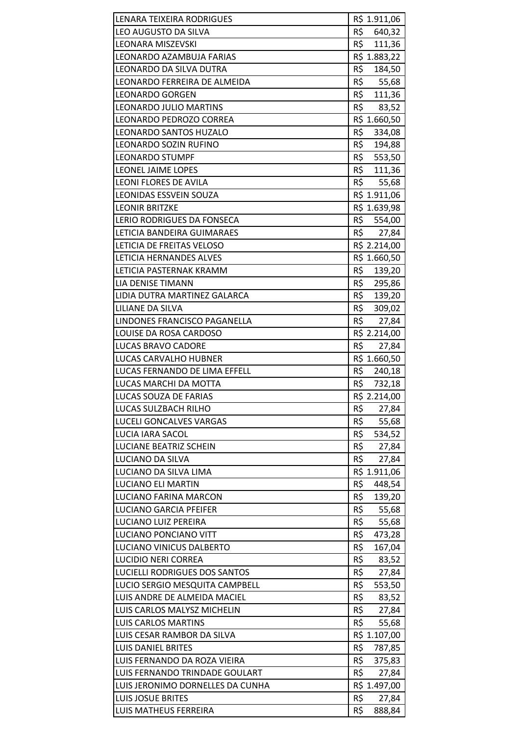| | |
|---|---|
| LENARA TEIXEIRA RODRIGUES | R$ 1.911,06 |
| LEO AUGUSTO DA SILVA | R$ 640,32 |
| LEONARA MISZEVSKI | R$ 111,36 |
| LEONARDO AZAMBUJA FARIAS | R$ 1.883,22 |
| LEONARDO DA SILVA DUTRA | R$ 184,50 |
| LEONARDO FERREIRA DE ALMEIDA | R$ 55,68 |
| LEONARDO GORGEN | R$ 111,36 |
| LEONARDO JULIO MARTINS | R$ 83,52 |
| LEONARDO PEDROZO CORREA | R$ 1.660,50 |
| LEONARDO SANTOS HUZALO | R$ 334,08 |
| LEONARDO SOZIN RUFINO | R$ 194,88 |
| LEONARDO STUMPF | R$ 553,50 |
| LEONEL JAIME LOPES | R$ 111,36 |
| LEONI FLORES DE AVILA | R$ 55,68 |
| LEONIDAS ESSVEIN SOUZA | R$ 1.911,06 |
| LEONIR BRITZKE | R$ 1.639,98 |
| LERIO RODRIGUES DA FONSECA | R$ 554,00 |
| LETICIA BANDEIRA GUIMARAES | R$ 27,84 |
| LETICIA DE FREITAS VELOSO | R$ 2.214,00 |
| LETICIA HERNANDES ALVES | R$ 1.660,50 |
| LETICIA PASTERNAK KRAMM | R$ 139,20 |
| LIA DENISE TIMANN | R$ 295,86 |
| LIDIA DUTRA MARTINEZ GALARCA | R$ 139,20 |
| LILIANE DA SILVA | R$ 309,02 |
| LINDONES FRANCISCO PAGANELLA | R$ 27,84 |
| LOUISE DA ROSA CARDOSO | R$ 2.214,00 |
| LUCAS BRAVO CADORE | R$ 27,84 |
| LUCAS CARVALHO HUBNER | R$ 1.660,50 |
| LUCAS FERNANDO DE LIMA EFFELL | R$ 240,18 |
| LUCAS MARCHI DA MOTTA | R$ 732,18 |
| LUCAS SOUZA DE FARIAS | R$ 2.214,00 |
| LUCAS SULZBACH RILHO | R$ 27,84 |
| LUCELI GONCALVES VARGAS | R$ 55,68 |
| LUCIA IARA SACOL | R$ 534,52 |
| LUCIANE BEATRIZ SCHEIN | R$ 27,84 |
| LUCIANO DA SILVA | R$ 27,84 |
| LUCIANO DA SILVA LIMA | R$ 1.911,06 |
| LUCIANO ELI MARTIN | R$ 448,54 |
| LUCIANO FARINA MARCON | R$ 139,20 |
| LUCIANO GARCIA PFEIFER | R$ 55,68 |
| LUCIANO LUIZ PEREIRA | R$ 55,68 |
| LUCIANO PONCIANO VITT | R$ 473,28 |
| LUCIANO VINICUS DALBERTO | R$ 167,04 |
| LUCIDIO NERI CORREA | R$ 83,52 |
| LUCIELLI RODRIGUES DOS SANTOS | R$ 27,84 |
| LUCIO SERGIO MESQUITA CAMPBELL | R$ 553,50 |
| LUIS ANDRE DE ALMEIDA MACIEL | R$ 83,52 |
| LUIS CARLOS MALYSZ MICHELIN | R$ 27,84 |
| LUIS CARLOS MARTINS | R$ 55,68 |
| LUIS CESAR RAMBOR DA SILVA | R$ 1.107,00 |
| LUIS DANIEL BRITES | R$ 787,85 |
| LUIS FERNANDO DA ROZA VIEIRA | R$ 375,83 |
| LUIS FERNANDO TRINDADE GOULART | R$ 27,84 |
| LUIS JERONIMO DORNELLES DA CUNHA | R$ 1.497,00 |
| LUIS JOSUE BRITES | R$ 27,84 |
| LUIS MATHEUS FERREIRA | R$ 888,84 |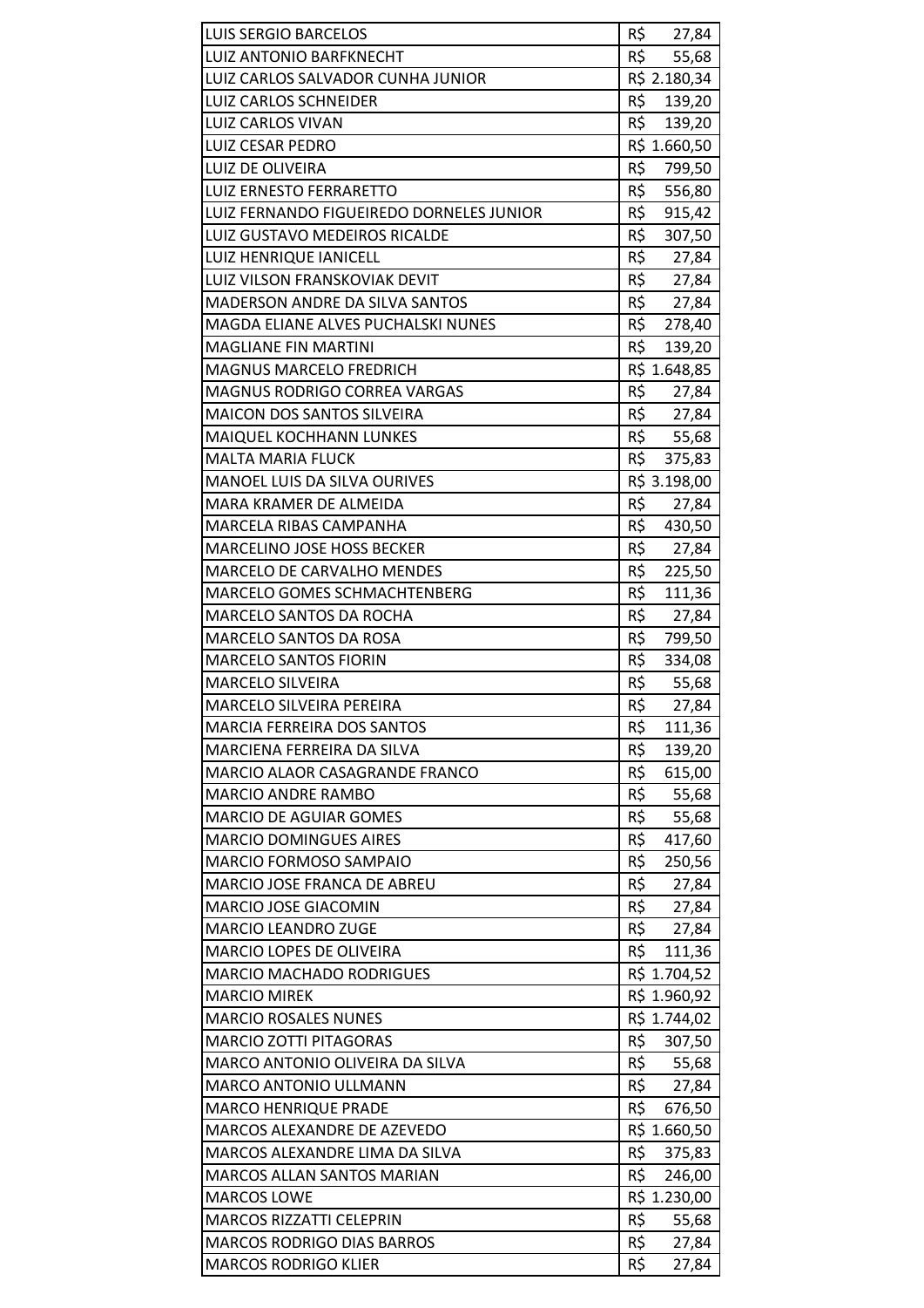| | |
|---|---|
| LUIS SERGIO BARCELOS | R$ 27,84 |
| LUIZ ANTONIO BARFKNECHT | R$ 55,68 |
| LUIZ CARLOS SALVADOR CUNHA JUNIOR | R$ 2.180,34 |
| LUIZ CARLOS SCHNEIDER | R$ 139,20 |
| LUIZ CARLOS VIVAN | R$ 139,20 |
| LUIZ CESAR PEDRO | R$ 1.660,50 |
| LUIZ DE OLIVEIRA | R$ 799,50 |
| LUIZ ERNESTO FERRARETTO | R$ 556,80 |
| LUIZ FERNANDO FIGUEIREDO DORNELES JUNIOR | R$ 915,42 |
| LUIZ GUSTAVO MEDEIROS RICALDE | R$ 307,50 |
| LUIZ HENRIQUE IANICELL | R$ 27,84 |
| LUIZ VILSON FRANSKOVIAK DEVIT | R$ 27,84 |
| MADERSON ANDRE DA SILVA SANTOS | R$ 27,84 |
| MAGDA ELIANE ALVES PUCHALSKI NUNES | R$ 278,40 |
| MAGLIANE FIN MARTINI | R$ 139,20 |
| MAGNUS MARCELO FREDRICH | R$ 1.648,85 |
| MAGNUS RODRIGO CORREA VARGAS | R$ 27,84 |
| MAICON DOS SANTOS SILVEIRA | R$ 27,84 |
| MAIQUEL KOCHHANN LUNKES | R$ 55,68 |
| MALTA MARIA FLUCK | R$ 375,83 |
| MANOEL LUIS DA SILVA OURIVES | R$ 3.198,00 |
| MARA KRAMER DE ALMEIDA | R$ 27,84 |
| MARCELA RIBAS CAMPANHA | R$ 430,50 |
| MARCELINO JOSE HOSS BECKER | R$ 27,84 |
| MARCELO DE CARVALHO MENDES | R$ 225,50 |
| MARCELO GOMES SCHMACHTENBERG | R$ 111,36 |
| MARCELO SANTOS DA ROCHA | R$ 27,84 |
| MARCELO SANTOS DA ROSA | R$ 799,50 |
| MARCELO SANTOS FIORIN | R$ 334,08 |
| MARCELO SILVEIRA | R$ 55,68 |
| MARCELO SILVEIRA PEREIRA | R$ 27,84 |
| MARCIA FERREIRA DOS SANTOS | R$ 111,36 |
| MARCIENA FERREIRA DA SILVA | R$ 139,20 |
| MARCIO ALAOR CASAGRANDE FRANCO | R$ 615,00 |
| MARCIO ANDRE RAMBO | R$ 55,68 |
| MARCIO DE AGUIAR GOMES | R$ 55,68 |
| MARCIO DOMINGUES AIRES | R$ 417,60 |
| MARCIO FORMOSO SAMPAIO | R$ 250,56 |
| MARCIO JOSE FRANCA DE ABREU | R$ 27,84 |
| MARCIO JOSE GIACOMIN | R$ 27,84 |
| MARCIO LEANDRO ZUGE | R$ 27,84 |
| MARCIO LOPES DE OLIVEIRA | R$ 111,36 |
| MARCIO MACHADO RODRIGUES | R$ 1.704,52 |
| MARCIO MIREK | R$ 1.960,92 |
| MARCIO ROSALES NUNES | R$ 1.744,02 |
| MARCIO ZOTTI PITAGORAS | R$ 307,50 |
| MARCO ANTONIO OLIVEIRA DA SILVA | R$ 55,68 |
| MARCO ANTONIO ULLMANN | R$ 27,84 |
| MARCO HENRIQUE PRADE | R$ 676,50 |
| MARCOS ALEXANDRE DE AZEVEDO | R$ 1.660,50 |
| MARCOS ALEXANDRE LIMA DA SILVA | R$ 375,83 |
| MARCOS ALLAN SANTOS MARIAN | R$ 246,00 |
| MARCOS LOWE | R$ 1.230,00 |
| MARCOS RIZZATTI CELEPRIN | R$ 55,68 |
| MARCOS RODRIGO DIAS BARROS | R$ 27,84 |
| MARCOS RODRIGO KLIER | R$ 27,84 |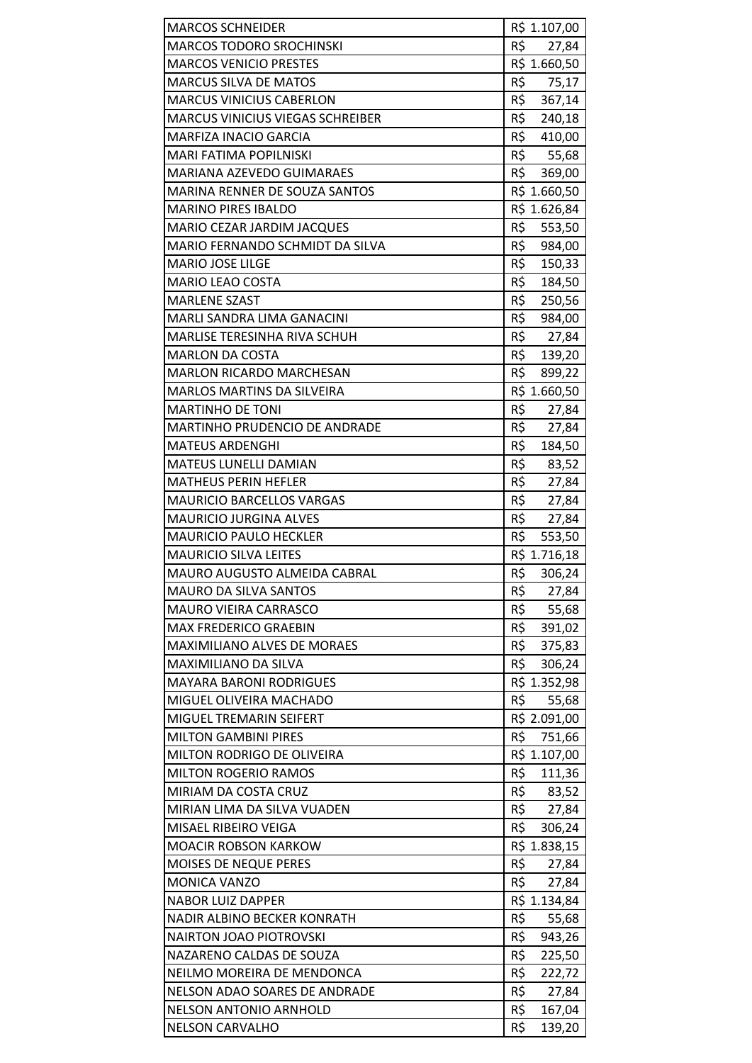| | |
|---|---|
| MARCOS SCHNEIDER | R$ 1.107,00 |
| MARCOS TODORO SROCHINSKI | R$ 27,84 |
| MARCOS VENICIO PRESTES | R$ 1.660,50 |
| MARCUS SILVA DE MATOS | R$ 75,17 |
| MARCUS VINICIUS CABERLON | R$ 367,14 |
| MARCUS VINICIUS VIEGAS SCHREIBER | R$ 240,18 |
| MARFIZA INACIO GARCIA | R$ 410,00 |
| MARI FATIMA POPILNISKI | R$ 55,68 |
| MARIANA AZEVEDO GUIMARAES | R$ 369,00 |
| MARINA RENNER DE SOUZA SANTOS | R$ 1.660,50 |
| MARINO PIRES IBALDO | R$ 1.626,84 |
| MARIO CEZAR JARDIM JACQUES | R$ 553,50 |
| MARIO FERNANDO SCHMIDT DA SILVA | R$ 984,00 |
| MARIO JOSE LILGE | R$ 150,33 |
| MARIO LEAO COSTA | R$ 184,50 |
| MARLENE SZAST | R$ 250,56 |
| MARLI SANDRA LIMA GANACINI | R$ 984,00 |
| MARLISE TERESINHA RIVA SCHUH | R$ 27,84 |
| MARLON DA COSTA | R$ 139,20 |
| MARLON RICARDO MARCHESAN | R$ 899,22 |
| MARLOS MARTINS DA SILVEIRA | R$ 1.660,50 |
| MARTINHO DE TONI | R$ 27,84 |
| MARTINHO PRUDENCIO DE ANDRADE | R$ 27,84 |
| MATEUS ARDENGHI | R$ 184,50 |
| MATEUS LUNELLI DAMIAN | R$ 83,52 |
| MATHEUS PERIN HEFLER | R$ 27,84 |
| MAURICIO BARCELLOS VARGAS | R$ 27,84 |
| MAURICIO JURGINA ALVES | R$ 27,84 |
| MAURICIO PAULO HECKLER | R$ 553,50 |
| MAURICIO SILVA LEITES | R$ 1.716,18 |
| MAURO AUGUSTO ALMEIDA CABRAL | R$ 306,24 |
| MAURO DA SILVA SANTOS | R$ 27,84 |
| MAURO VIEIRA CARRASCO | R$ 55,68 |
| MAX FREDERICO GRAEBIN | R$ 391,02 |
| MAXIMILIANO ALVES DE MORAES | R$ 375,83 |
| MAXIMILIANO DA SILVA | R$ 306,24 |
| MAYARA BARONI RODRIGUES | R$ 1.352,98 |
| MIGUEL OLIVEIRA MACHADO | R$ 55,68 |
| MIGUEL TREMARIN SEIFERT | R$ 2.091,00 |
| MILTON GAMBINI PIRES | R$ 751,66 |
| MILTON RODRIGO DE OLIVEIRA | R$ 1.107,00 |
| MILTON ROGERIO RAMOS | R$ 111,36 |
| MIRIAM DA COSTA CRUZ | R$ 83,52 |
| MIRIAN LIMA DA SILVA VUADEN | R$ 27,84 |
| MISAEL RIBEIRO VEIGA | R$ 306,24 |
| MOACIR ROBSON KARKOW | R$ 1.838,15 |
| MOISES DE NEQUE PERES | R$ 27,84 |
| MONICA VANZO | R$ 27,84 |
| NABOR LUIZ DAPPER | R$ 1.134,84 |
| NADIR ALBINO BECKER KONRATH | R$ 55,68 |
| NAIRTON JOAO PIOTROVSKI | R$ 943,26 |
| NAZARENO CALDAS DE SOUZA | R$ 225,50 |
| NEILMO MOREIRA DE MENDONCA | R$ 222,72 |
| NELSON ADAO SOARES DE ANDRADE | R$ 27,84 |
| NELSON ANTONIO ARNHOLD | R$ 167,04 |
| NELSON CARVALHO | R$ 139,20 |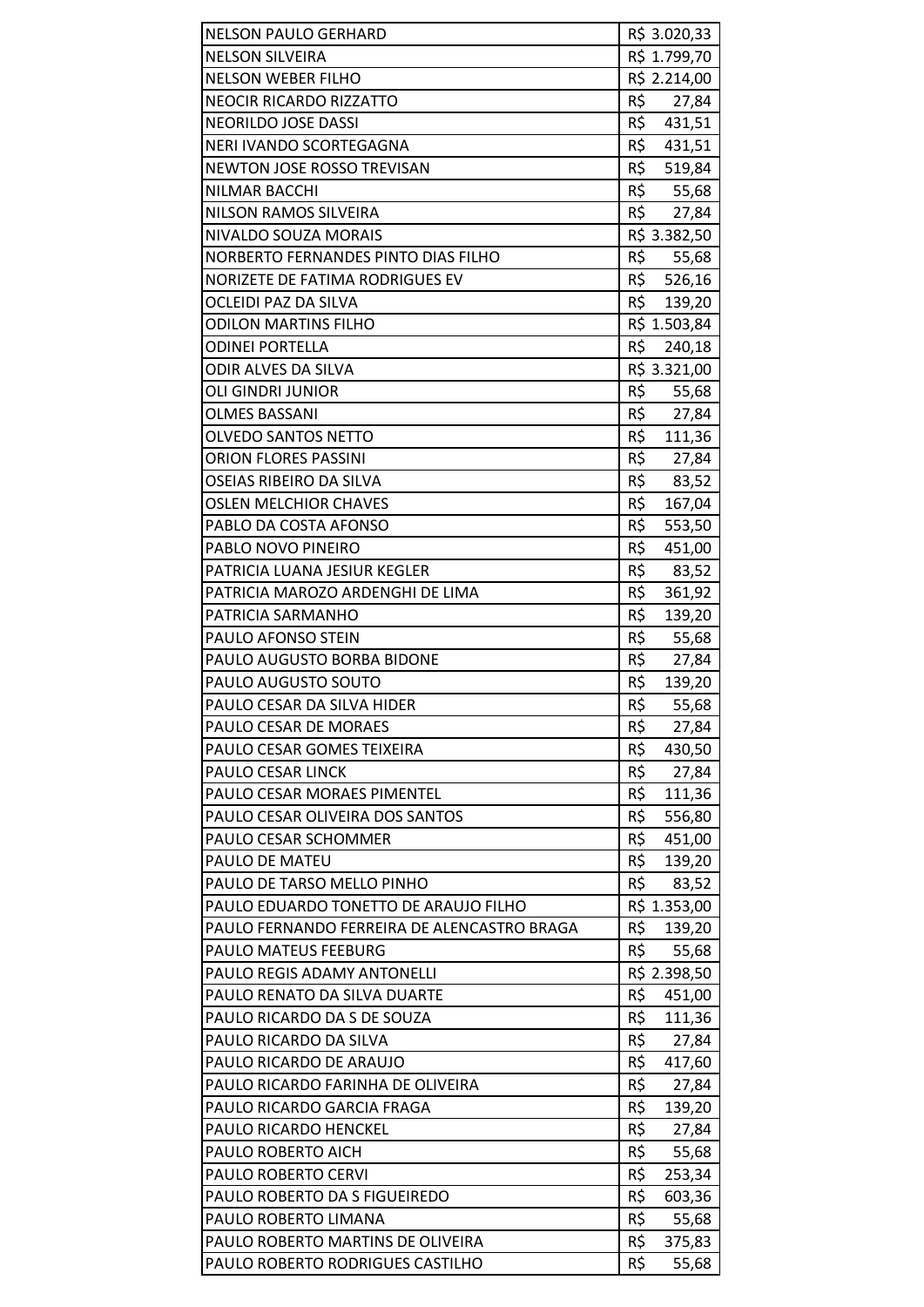| | |
|---|---|
| NELSON PAULO GERHARD | R$ 3.020,33 |
| NELSON SILVEIRA | R$ 1.799,70 |
| NELSON WEBER FILHO | R$ 2.214,00 |
| NEOCIR RICARDO RIZZATTO | R$ 27,84 |
| NEORILDO JOSE DASSI | R$ 431,51 |
| NERI IVANDO SCORTEGAGNA | R$ 431,51 |
| NEWTON JOSE ROSSO TREVISAN | R$ 519,84 |
| NILMAR BACCHI | R$ 55,68 |
| NILSON RAMOS SILVEIRA | R$ 27,84 |
| NIVALDO SOUZA MORAIS | R$ 3.382,50 |
| NORBERTO FERNANDES PINTO DIAS FILHO | R$ 55,68 |
| NORIZETE DE FATIMA RODRIGUES EV | R$ 526,16 |
| OCLEIDI PAZ DA SILVA | R$ 139,20 |
| ODILON MARTINS FILHO | R$ 1.503,84 |
| ODINEI PORTELLA | R$ 240,18 |
| ODIR ALVES DA SILVA | R$ 3.321,00 |
| OLI GINDRI JUNIOR | R$ 55,68 |
| OLMES BASSANI | R$ 27,84 |
| OLVEDO SANTOS NETTO | R$ 111,36 |
| ORION FLORES PASSINI | R$ 27,84 |
| OSEIAS RIBEIRO DA SILVA | R$ 83,52 |
| OSLEN MELCHIOR CHAVES | R$ 167,04 |
| PABLO DA COSTA AFONSO | R$ 553,50 |
| PABLO NOVO PINEIRO | R$ 451,00 |
| PATRICIA LUANA JESIUR KEGLER | R$ 83,52 |
| PATRICIA MAROZO ARDENGHI DE LIMA | R$ 361,92 |
| PATRICIA SARMANHO | R$ 139,20 |
| PAULO AFONSO STEIN | R$ 55,68 |
| PAULO AUGUSTO BORBA BIDONE | R$ 27,84 |
| PAULO AUGUSTO SOUTO | R$ 139,20 |
| PAULO CESAR DA SILVA HIDER | R$ 55,68 |
| PAULO CESAR DE MORAES | R$ 27,84 |
| PAULO CESAR GOMES TEIXEIRA | R$ 430,50 |
| PAULO CESAR LINCK | R$ 27,84 |
| PAULO CESAR MORAES PIMENTEL | R$ 111,36 |
| PAULO CESAR OLIVEIRA DOS SANTOS | R$ 556,80 |
| PAULO CESAR SCHOMMER | R$ 451,00 |
| PAULO DE MATEU | R$ 139,20 |
| PAULO DE TARSO MELLO PINHO | R$ 83,52 |
| PAULO EDUARDO TONETTO DE ARAUJO FILHO | R$ 1.353,00 |
| PAULO FERNANDO FERREIRA DE ALENCASTRO BRAGA | R$ 139,20 |
| PAULO MATEUS FEEBURG | R$ 55,68 |
| PAULO REGIS ADAMY ANTONELLI | R$ 2.398,50 |
| PAULO RENATO DA SILVA DUARTE | R$ 451,00 |
| PAULO RICARDO DA S DE SOUZA | R$ 111,36 |
| PAULO RICARDO DA SILVA | R$ 27,84 |
| PAULO RICARDO DE ARAUJO | R$ 417,60 |
| PAULO RICARDO FARINHA DE OLIVEIRA | R$ 27,84 |
| PAULO RICARDO GARCIA FRAGA | R$ 139,20 |
| PAULO RICARDO HENCKEL | R$ 27,84 |
| PAULO ROBERTO AICH | R$ 55,68 |
| PAULO ROBERTO CERVI | R$ 253,34 |
| PAULO ROBERTO DA S FIGUEIREDO | R$ 603,36 |
| PAULO ROBERTO LIMANA | R$ 55,68 |
| PAULO ROBERTO MARTINS DE OLIVEIRA | R$ 375,83 |
| PAULO ROBERTO RODRIGUES CASTILHO | R$ 55,68 |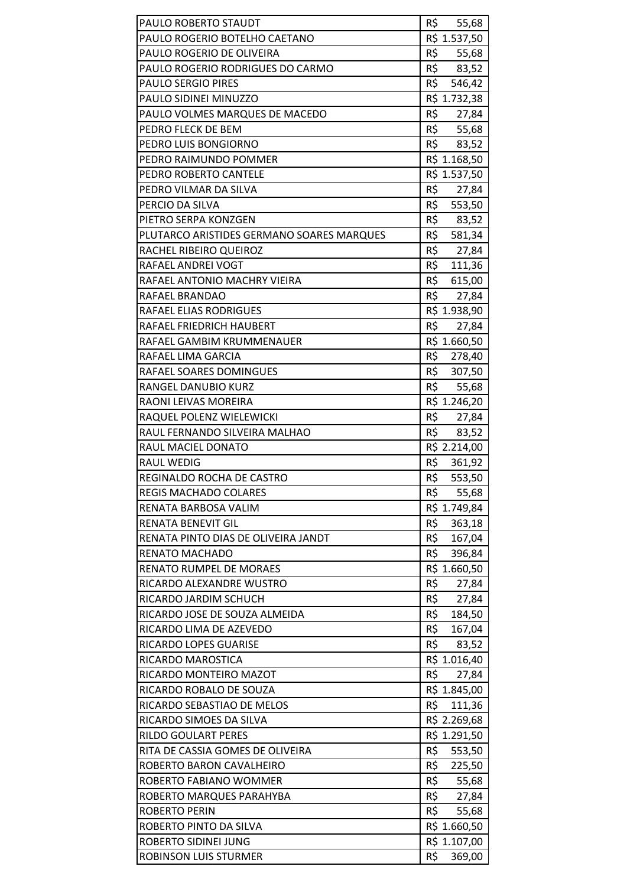| | |
|---|---|
| PAULO ROBERTO STAUDT | R$ 55,68 |
| PAULO ROGERIO BOTELHO CAETANO | R$ 1.537,50 |
| PAULO ROGERIO DE OLIVEIRA | R$ 55,68 |
| PAULO ROGERIO RODRIGUES DO CARMO | R$ 83,52 |
| PAULO SERGIO PIRES | R$ 546,42 |
| PAULO SIDINEI MINUZZO | R$ 1.732,38 |
| PAULO VOLMES MARQUES DE MACEDO | R$ 27,84 |
| PEDRO FLECK DE BEM | R$ 55,68 |
| PEDRO LUIS BONGIORNO | R$ 83,52 |
| PEDRO RAIMUNDO POMMER | R$ 1.168,50 |
| PEDRO ROBERTO CANTELE | R$ 1.537,50 |
| PEDRO VILMAR DA SILVA | R$ 27,84 |
| PERCIO DA SILVA | R$ 553,50 |
| PIETRO SERPA KONZGEN | R$ 83,52 |
| PLUTARCO ARISTIDES GERMANO SOARES MARQUES | R$ 581,34 |
| RACHEL RIBEIRO QUEIROZ | R$ 27,84 |
| RAFAEL ANDREI VOGT | R$ 111,36 |
| RAFAEL ANTONIO MACHRY VIEIRA | R$ 615,00 |
| RAFAEL BRANDAO | R$ 27,84 |
| RAFAEL ELIAS RODRIGUES | R$ 1.938,90 |
| RAFAEL FRIEDRICH HAUBERT | R$ 27,84 |
| RAFAEL GAMBIM KRUMMENAUER | R$ 1.660,50 |
| RAFAEL LIMA GARCIA | R$ 278,40 |
| RAFAEL SOARES DOMINGUES | R$ 307,50 |
| RANGEL DANUBIO KURZ | R$ 55,68 |
| RAONI LEIVAS MOREIRA | R$ 1.246,20 |
| RAQUEL POLENZ WIELEWICKI | R$ 27,84 |
| RAUL FERNANDO SILVEIRA MALHAO | R$ 83,52 |
| RAUL MACIEL DONATO | R$ 2.214,00 |
| RAUL WEDIG | R$ 361,92 |
| REGINALDO ROCHA DE CASTRO | R$ 553,50 |
| REGIS MACHADO COLARES | R$ 55,68 |
| RENATA BARBOSA VALIM | R$ 1.749,84 |
| RENATA BENEVIT GIL | R$ 363,18 |
| RENATA PINTO DIAS DE OLIVEIRA JANDT | R$ 167,04 |
| RENATO MACHADO | R$ 396,84 |
| RENATO RUMPEL DE MORAES | R$ 1.660,50 |
| RICARDO ALEXANDRE WUSTRO | R$ 27,84 |
| RICARDO JARDIM SCHUCH | R$ 27,84 |
| RICARDO JOSE DE SOUZA ALMEIDA | R$ 184,50 |
| RICARDO LIMA DE AZEVEDO | R$ 167,04 |
| RICARDO LOPES GUARISE | R$ 83,52 |
| RICARDO MAROSTICA | R$ 1.016,40 |
| RICARDO MONTEIRO MAZOT | R$ 27,84 |
| RICARDO ROBALO DE SOUZA | R$ 1.845,00 |
| RICARDO SEBASTIAO DE MELOS | R$ 111,36 |
| RICARDO SIMOES DA SILVA | R$ 2.269,68 |
| RILDO GOULART PERES | R$ 1.291,50 |
| RITA DE CASSIA GOMES DE OLIVEIRA | R$ 553,50 |
| ROBERTO BARON CAVALHEIRO | R$ 225,50 |
| ROBERTO FABIANO WOMMER | R$ 55,68 |
| ROBERTO MARQUES PARAHYBA | R$ 27,84 |
| ROBERTO PERIN | R$ 55,68 |
| ROBERTO PINTO DA SILVA | R$ 1.660,50 |
| ROBERTO SIDINEI JUNG | R$ 1.107,00 |
| ROBINSON LUIS STURMER | R$ 369,00 |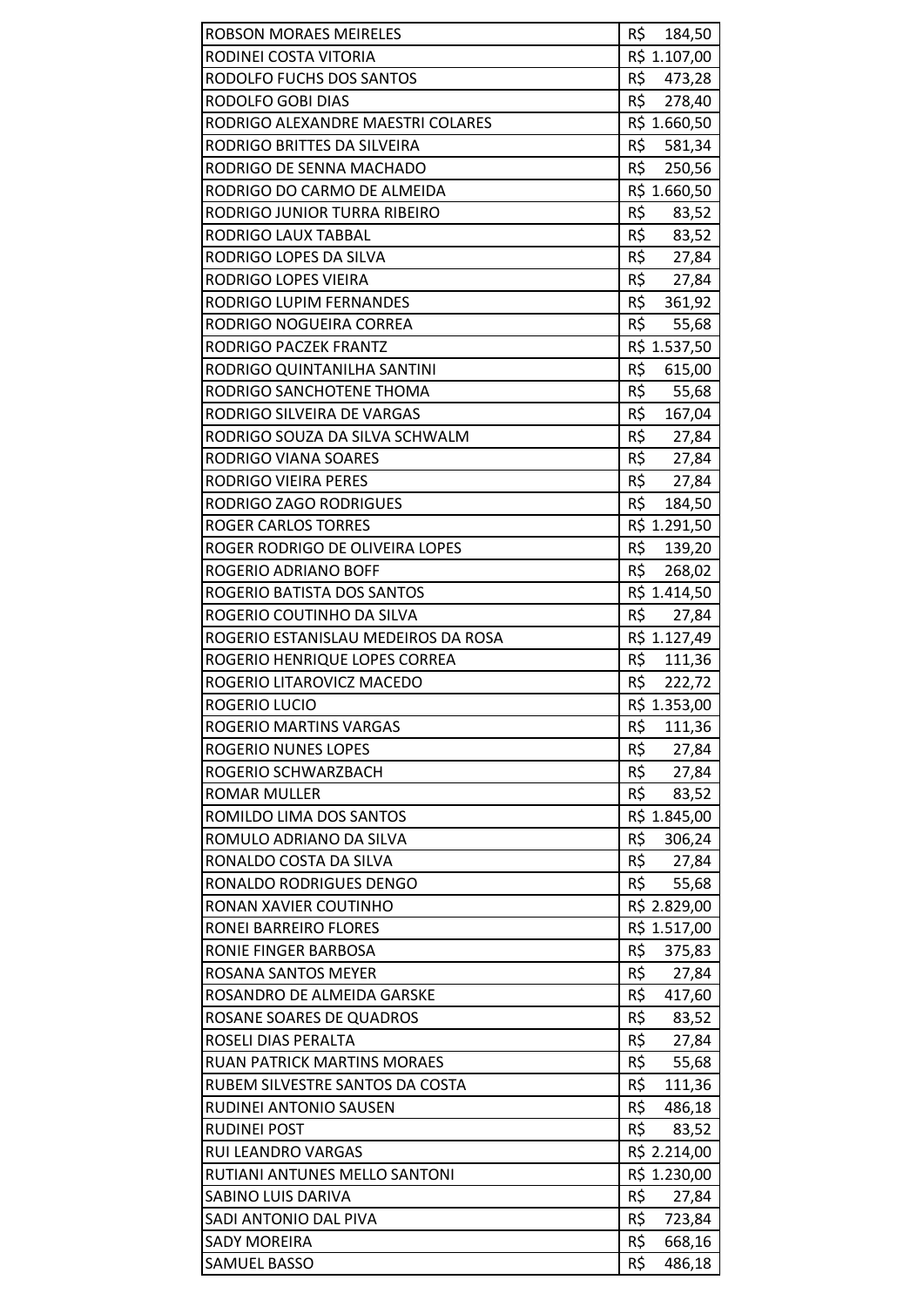| | |
|---|---|
| ROBSON MORAES MEIRELES | R$ 184,50 |
| RODINEI COSTA VITORIA | R$ 1.107,00 |
| RODOLFO FUCHS DOS SANTOS | R$ 473,28 |
| RODOLFO GOBI DIAS | R$ 278,40 |
| RODRIGO ALEXANDRE MAESTRI COLARES | R$ 1.660,50 |
| RODRIGO BRITTES DA SILVEIRA | R$ 581,34 |
| RODRIGO DE SENNA MACHADO | R$ 250,56 |
| RODRIGO DO CARMO DE ALMEIDA | R$ 1.660,50 |
| RODRIGO JUNIOR TURRA RIBEIRO | R$ 83,52 |
| RODRIGO LAUX TABBAL | R$ 83,52 |
| RODRIGO LOPES DA SILVA | R$ 27,84 |
| RODRIGO LOPES VIEIRA | R$ 27,84 |
| RODRIGO LUPIM FERNANDES | R$ 361,92 |
| RODRIGO NOGUEIRA CORREA | R$ 55,68 |
| RODRIGO PACZEK FRANTZ | R$ 1.537,50 |
| RODRIGO QUINTANILHA SANTINI | R$ 615,00 |
| RODRIGO SANCHOTENE THOMA | R$ 55,68 |
| RODRIGO SILVEIRA DE VARGAS | R$ 167,04 |
| RODRIGO SOUZA DA SILVA SCHWALM | R$ 27,84 |
| RODRIGO VIANA SOARES | R$ 27,84 |
| RODRIGO VIEIRA PERES | R$ 27,84 |
| RODRIGO ZAGO RODRIGUES | R$ 184,50 |
| ROGER CARLOS TORRES | R$ 1.291,50 |
| ROGER RODRIGO DE OLIVEIRA LOPES | R$ 139,20 |
| ROGERIO ADRIANO BOFF | R$ 268,02 |
| ROGERIO BATISTA DOS SANTOS | R$ 1.414,50 |
| ROGERIO COUTINHO DA SILVA | R$ 27,84 |
| ROGERIO ESTANISLAU MEDEIROS DA ROSA | R$ 1.127,49 |
| ROGERIO HENRIQUE LOPES CORREA | R$ 111,36 |
| ROGERIO LITAROVICZ MACEDO | R$ 222,72 |
| ROGERIO LUCIO | R$ 1.353,00 |
| ROGERIO MARTINS VARGAS | R$ 111,36 |
| ROGERIO NUNES LOPES | R$ 27,84 |
| ROGERIO SCHWARZBACH | R$ 27,84 |
| ROMAR MULLER | R$ 83,52 |
| ROMILDO LIMA DOS SANTOS | R$ 1.845,00 |
| ROMULO ADRIANO DA SILVA | R$ 306,24 |
| RONALDO COSTA DA SILVA | R$ 27,84 |
| RONALDO RODRIGUES DENGO | R$ 55,68 |
| RONAN XAVIER COUTINHO | R$ 2.829,00 |
| RONEI BARREIRO FLORES | R$ 1.517,00 |
| RONIE FINGER BARBOSA | R$ 375,83 |
| ROSANA SANTOS MEYER | R$ 27,84 |
| ROSANDRO DE ALMEIDA GARSKE | R$ 417,60 |
| ROSANE SOARES DE QUADROS | R$ 83,52 |
| ROSELI DIAS PERALTA | R$ 27,84 |
| RUAN PATRICK MARTINS MORAES | R$ 55,68 |
| RUBEM SILVESTRE SANTOS DA COSTA | R$ 111,36 |
| RUDINEI ANTONIO SAUSEN | R$ 486,18 |
| RUDINEI POST | R$ 83,52 |
| RUI LEANDRO VARGAS | R$ 2.214,00 |
| RUTIANI ANTUNES MELLO SANTONI | R$ 1.230,00 |
| SABINO LUIS DARIVA | R$ 27,84 |
| SADI ANTONIO DAL PIVA | R$ 723,84 |
| SADY MOREIRA | R$ 668,16 |
| SAMUEL BASSO | R$ 486,18 |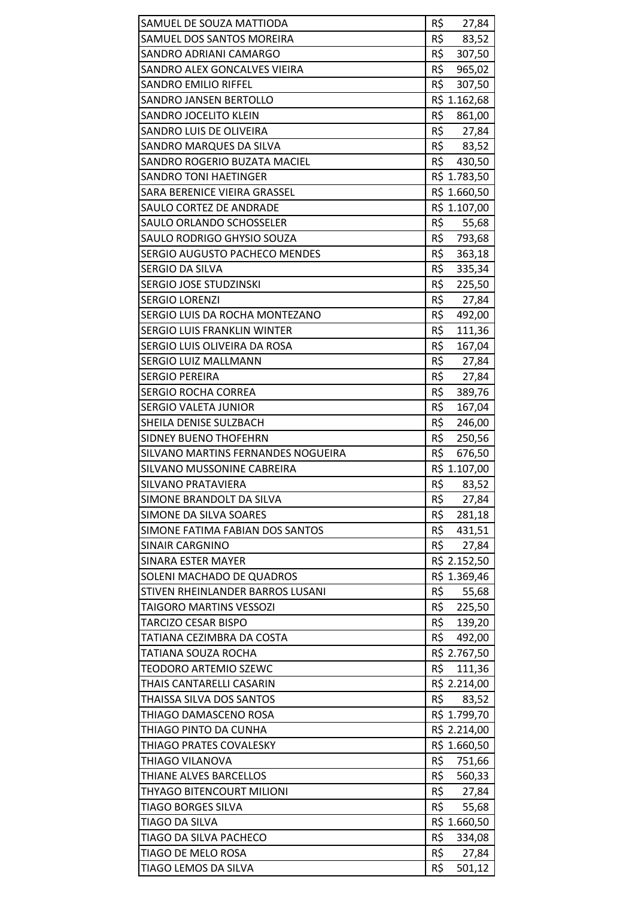| | |
|---|---|
| SAMUEL DE SOUZA MATTIODA | R$ 27,84 |
| SAMUEL DOS SANTOS MOREIRA | R$ 83,52 |
| SANDRO ADRIANI CAMARGO | R$ 307,50 |
| SANDRO ALEX GONCALVES VIEIRA | R$ 965,02 |
| SANDRO EMILIO RIFFEL | R$ 307,50 |
| SANDRO JANSEN BERTOLLO | R$ 1.162,68 |
| SANDRO JOCELITO KLEIN | R$ 861,00 |
| SANDRO LUIS DE OLIVEIRA | R$ 27,84 |
| SANDRO MARQUES DA SILVA | R$ 83,52 |
| SANDRO ROGERIO BUZATA MACIEL | R$ 430,50 |
| SANDRO TONI HAETINGER | R$ 1.783,50 |
| SARA BERENICE VIEIRA GRASSEL | R$ 1.660,50 |
| SAULO CORTEZ DE ANDRADE | R$ 1.107,00 |
| SAULO ORLANDO SCHOSSELER | R$ 55,68 |
| SAULO RODRIGO GHYSIO SOUZA | R$ 793,68 |
| SERGIO AUGUSTO PACHECO MENDES | R$ 363,18 |
| SERGIO DA SILVA | R$ 335,34 |
| SERGIO JOSE STUDZINSKI | R$ 225,50 |
| SERGIO LORENZI | R$ 27,84 |
| SERGIO LUIS DA ROCHA MONTEZANO | R$ 492,00 |
| SERGIO LUIS FRANKLIN WINTER | R$ 111,36 |
| SERGIO LUIS OLIVEIRA DA ROSA | R$ 167,04 |
| SERGIO LUIZ MALLMANN | R$ 27,84 |
| SERGIO PEREIRA | R$ 27,84 |
| SERGIO ROCHA CORREA | R$ 389,76 |
| SERGIO VALETA JUNIOR | R$ 167,04 |
| SHEILA DENISE SULZBACH | R$ 246,00 |
| SIDNEY BUENO THOFEHRN | R$ 250,56 |
| SILVANO MARTINS FERNANDES NOGUEIRA | R$ 676,50 |
| SILVANO MUSSONINE CABREIRA | R$ 1.107,00 |
| SILVANO PRATAVIERA | R$ 83,52 |
| SIMONE BRANDOLT DA SILVA | R$ 27,84 |
| SIMONE DA SILVA SOARES | R$ 281,18 |
| SIMONE FATIMA FABIAN DOS SANTOS | R$ 431,51 |
| SINAIR CARGNINO | R$ 27,84 |
| SINARA ESTER MAYER | R$ 2.152,50 |
| SOLENI MACHADO DE QUADROS | R$ 1.369,46 |
| STIVEN RHEINLANDER BARROS LUSANI | R$ 55,68 |
| TAIGORO MARTINS VESSOZI | R$ 225,50 |
| TARCIZO CESAR BISPO | R$ 139,20 |
| TATIANA CEZIMBRA DA COSTA | R$ 492,00 |
| TATIANA SOUZA ROCHA | R$ 2.767,50 |
| TEODORO ARTEMIO SZEWC | R$ 111,36 |
| THAIS CANTARELLI CASARIN | R$ 2.214,00 |
| THAISSA SILVA DOS SANTOS | R$ 83,52 |
| THIAGO DAMASCENO ROSA | R$ 1.799,70 |
| THIAGO PINTO DA CUNHA | R$ 2.214,00 |
| THIAGO PRATES COVALESKY | R$ 1.660,50 |
| THIAGO VILANOVA | R$ 751,66 |
| THIANE ALVES BARCELLOS | R$ 560,33 |
| THYAGO BITENCOURT MILIONI | R$ 27,84 |
| TIAGO BORGES SILVA | R$ 55,68 |
| TIAGO DA SILVA | R$ 1.660,50 |
| TIAGO DA SILVA PACHECO | R$ 334,08 |
| TIAGO DE MELO ROSA | R$ 27,84 |
| TIAGO LEMOS DA SILVA | R$ 501,12 |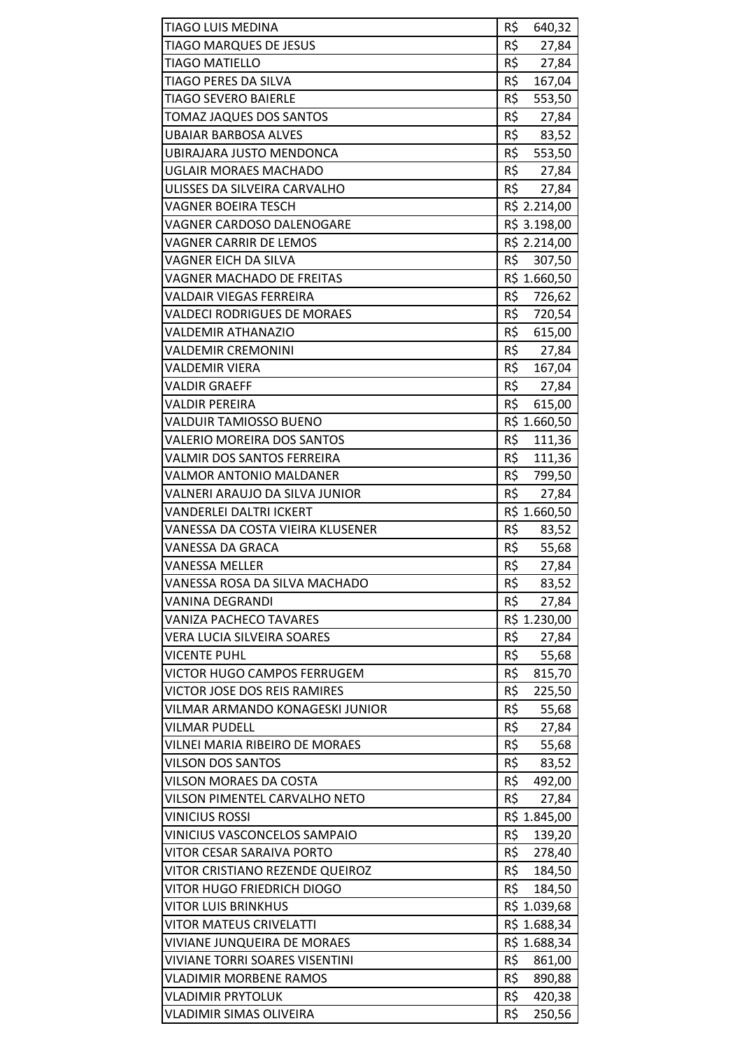| | |
|---|---|
| TIAGO LUIS MEDINA | R$ 640,32 |
| TIAGO MARQUES DE JESUS | R$ 27,84 |
| TIAGO MATIELLO | R$ 27,84 |
| TIAGO PERES DA SILVA | R$ 167,04 |
| TIAGO SEVERO BAIERLE | R$ 553,50 |
| TOMAZ JAQUES DOS SANTOS | R$ 27,84 |
| UBAIAR BARBOSA ALVES | R$ 83,52 |
| UBIRAJARA JUSTO MENDONCA | R$ 553,50 |
| UGLAIR MORAES MACHADO | R$ 27,84 |
| ULISSES DA SILVEIRA CARVALHO | R$ 27,84 |
| VAGNER BOEIRA TESCH | R$ 2.214,00 |
| VAGNER CARDOSO DALENOGARE | R$ 3.198,00 |
| VAGNER CARRIR DE LEMOS | R$ 2.214,00 |
| VAGNER EICH DA SILVA | R$ 307,50 |
| VAGNER MACHADO DE FREITAS | R$ 1.660,50 |
| VALDAIR VIEGAS FERREIRA | R$ 726,62 |
| VALDECI RODRIGUES DE MORAES | R$ 720,54 |
| VALDEMIR ATHANAZIO | R$ 615,00 |
| VALDEMIR CREMONINI | R$ 27,84 |
| VALDEMIR VIERA | R$ 167,04 |
| VALDIR GRAEFF | R$ 27,84 |
| VALDIR PEREIRA | R$ 615,00 |
| VALDUIR TAMIOSSO BUENO | R$ 1.660,50 |
| VALERIO MOREIRA DOS SANTOS | R$ 111,36 |
| VALMIR DOS SANTOS FERREIRA | R$ 111,36 |
| VALMOR ANTONIO MALDANER | R$ 799,50 |
| VALNERI ARAUJO DA SILVA JUNIOR | R$ 27,84 |
| VANDERLEI DALTRI ICKERT | R$ 1.660,50 |
| VANESSA DA COSTA VIEIRA KLUSENER | R$ 83,52 |
| VANESSA DA GRACA | R$ 55,68 |
| VANESSA MELLER | R$ 27,84 |
| VANESSA ROSA DA SILVA MACHADO | R$ 83,52 |
| VANINA DEGRANDI | R$ 27,84 |
| VANIZA PACHECO TAVARES | R$ 1.230,00 |
| VERA LUCIA SILVEIRA SOARES | R$ 27,84 |
| VICENTE PUHL | R$ 55,68 |
| VICTOR HUGO CAMPOS FERRUGEM | R$ 815,70 |
| VICTOR JOSE DOS REIS RAMIRES | R$ 225,50 |
| VILMAR ARMANDO KONAGESKI JUNIOR | R$ 55,68 |
| VILMAR PUDELL | R$ 27,84 |
| VILNEI MARIA RIBEIRO DE MORAES | R$ 55,68 |
| VILSON DOS SANTOS | R$ 83,52 |
| VILSON MORAES DA COSTA | R$ 492,00 |
| VILSON PIMENTEL CARVALHO NETO | R$ 27,84 |
| VINICIUS ROSSI | R$ 1.845,00 |
| VINICIUS VASCONCELOS SAMPAIO | R$ 139,20 |
| VITOR CESAR SARAIVA PORTO | R$ 278,40 |
| VITOR CRISTIANO REZENDE QUEIROZ | R$ 184,50 |
| VITOR HUGO FRIEDRICH DIOGO | R$ 184,50 |
| VITOR LUIS BRINKHUS | R$ 1.039,68 |
| VITOR MATEUS CRIVELATTI | R$ 1.688,34 |
| VIVIANE JUNQUEIRA DE MORAES | R$ 1.688,34 |
| VIVIANE TORRI SOARES VISENTINI | R$ 861,00 |
| VLADIMIR MORBENE RAMOS | R$ 890,88 |
| VLADIMIR PRYTOLUK | R$ 420,38 |
| VLADIMIR SIMAS OLIVEIRA | R$ 250,56 |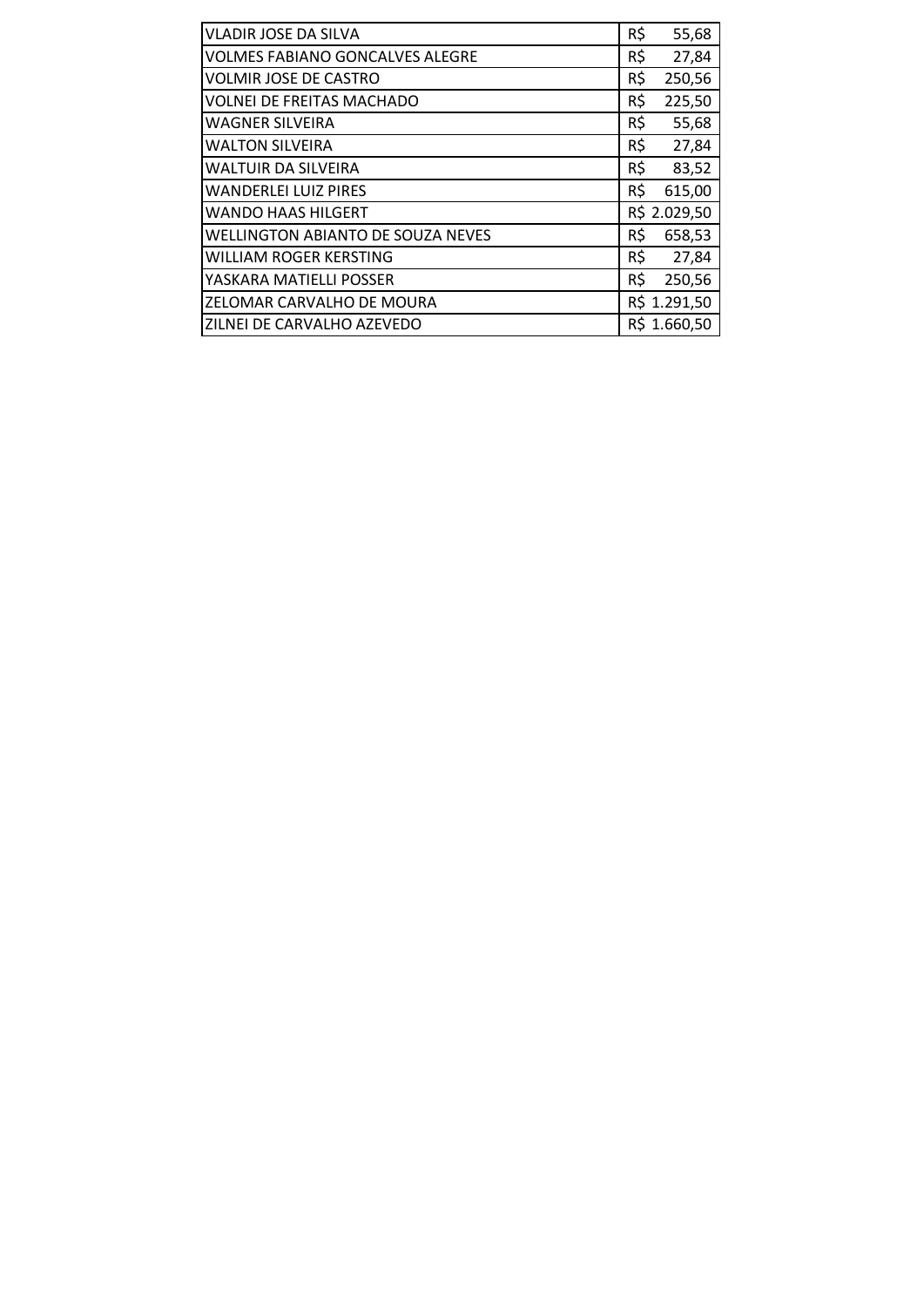| | |
|---|---|
| VLADIR JOSE DA SILVA | R$ 55,68 |
| VOLMES FABIANO GONCALVES ALEGRE | R$ 27,84 |
| VOLMIR JOSE DE CASTRO | R$ 250,56 |
| VOLNEI DE FREITAS MACHADO | R$ 225,50 |
| WAGNER SILVEIRA | R$ 55,68 |
| WALTON SILVEIRA | R$ 27,84 |
| WALTUIR DA SILVEIRA | R$ 83,52 |
| WANDERLEI LUIZ PIRES | R$ 615,00 |
| WANDO HAAS HILGERT | R$ 2.029,50 |
| WELLINGTON ABIANTO DE SOUZA NEVES | R$ 658,53 |
| WILLIAM ROGER KERSTING | R$ 27,84 |
| YASKARA MATIELLI POSSER | R$ 250,56 |
| ZELOMAR CARVALHO DE MOURA | R$ 1.291,50 |
| ZILNEI DE CARVALHO AZEVEDO | R$ 1.660,50 |